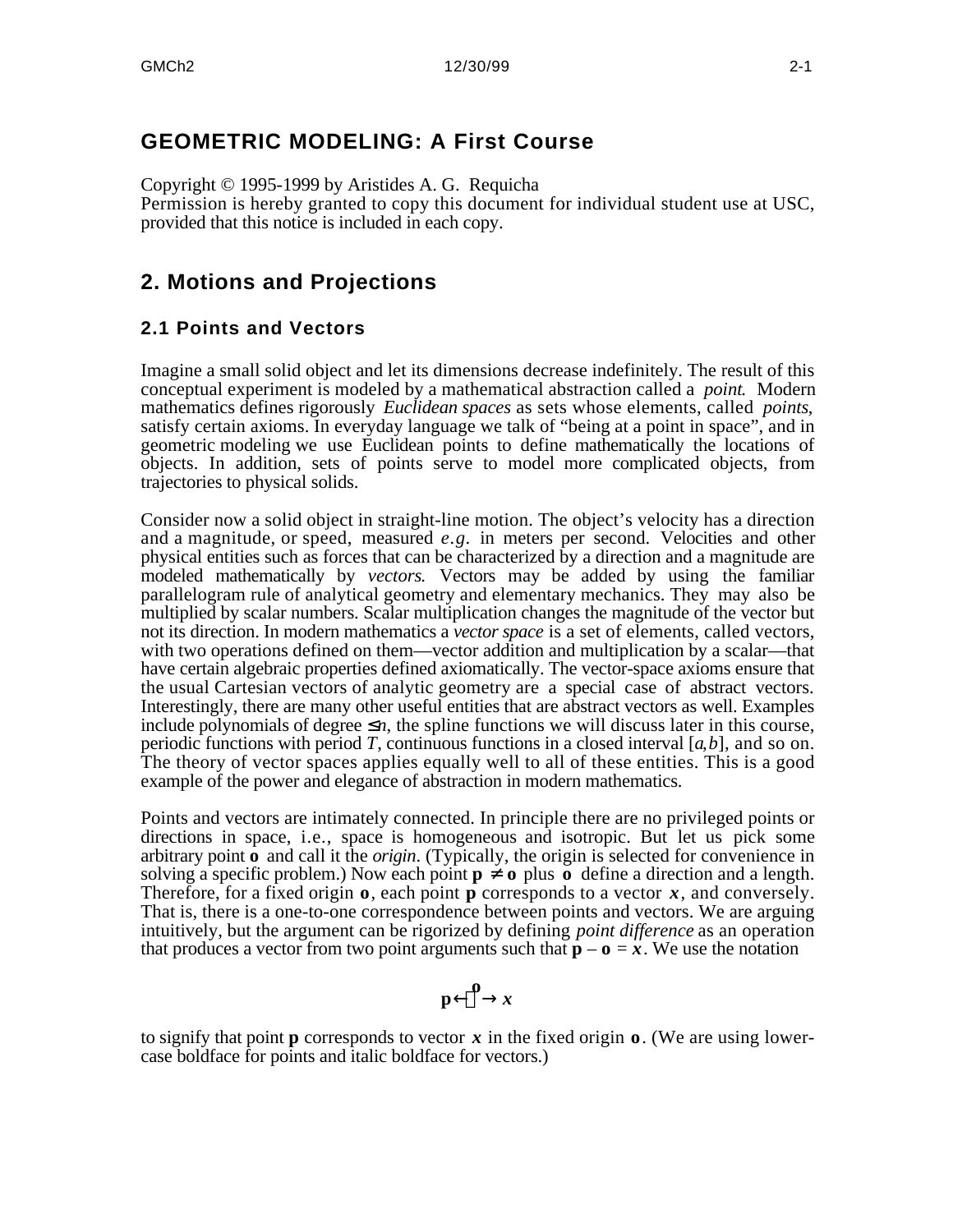# GEOMETRIC MODELING: A First Course

Copyright © 1995-1999 by Aristides A. G. Requicha
Permission is hereby granted to copy this document for individual student use at USC, provided that this notice is included in each copy.

# 2. Motions and Projections

## 2.1 Points and Vectors

Imagine a small solid object and let its dimensions decrease indefinitely. The result of this conceptual experiment is modeled by a mathematical abstraction called a *point*. Modern mathematics defines rigorously *Euclidean spaces* as sets whose elements, called *points*, satisfy certain axioms. In everyday language we talk of "being at a point in space", and in geometric modeling we use Euclidean points to define mathematically the locations of objects. In addition, sets of points serve to model more complicated objects, from trajectories to physical solids.

Consider now a solid object in straight-line motion. The object's velocity has a direction and a magnitude, or speed, measured *e.g.* in meters per second. Velocities and other physical entities such as forces that can be characterized by a direction and a magnitude are modeled mathematically by *vectors*. Vectors may be added by using the familiar parallelogram rule of analytical geometry and elementary mechanics. They may also be multiplied by scalar numbers. Scalar multiplication changes the magnitude of the vector but not its direction. In modern mathematics a *vector space* is a set of elements, called vectors, with two operations defined on them—vector addition and multiplication by a scalar—that have certain algebraic properties defined axiomatically. The vector-space axioms ensure that the usual Cartesian vectors of analytic geometry are a special case of abstract vectors. Interestingly, there are many other useful entities that are abstract vectors as well. Examples include polynomials of degree $\leq n$, the spline functions we will discuss later in this course, periodic functions with period $T$, continuous functions in a closed interval $[a,b]$, and so on. The theory of vector spaces applies equally well to all of these entities. This is a good example of the power and elegance of abstraction in modern mathematics.

Points and vectors are intimately connected. In principle there are no privileged points or directions in space, i.e., space is homogeneous and isotropic. But let us pick some arbitrary point $\mathbf{o}$ and call it the *origin*. (Typically, the origin is selected for convenience in solving a specific problem.) Now each point $\mathbf{p} \neq \mathbf{o}$ plus $\mathbf{o}$ define a direction and a length. Therefore, for a fixed origin $\mathbf{o}$, each point $\mathbf{p}$ corresponds to a vector $\boldsymbol{x}$, and conversely. That is, there is a one-to-one correspondence between points and vectors. We are arguing intuitively, but the argument can be rigorized by defining *point difference* as an operation that produces a vector from two point arguments such that $\mathbf{p} - \mathbf{o} = \boldsymbol{x}$. We use the notation

$$\mathbf{p} \overset{\mathbf{o}}{\longleftrightarrow} \boldsymbol{x}$$

to signify that point $\mathbf{p}$ corresponds to vector $\boldsymbol{x}$ in the fixed origin $\mathbf{o}$. (We are using lower-case boldface for points and italic boldface for vectors.)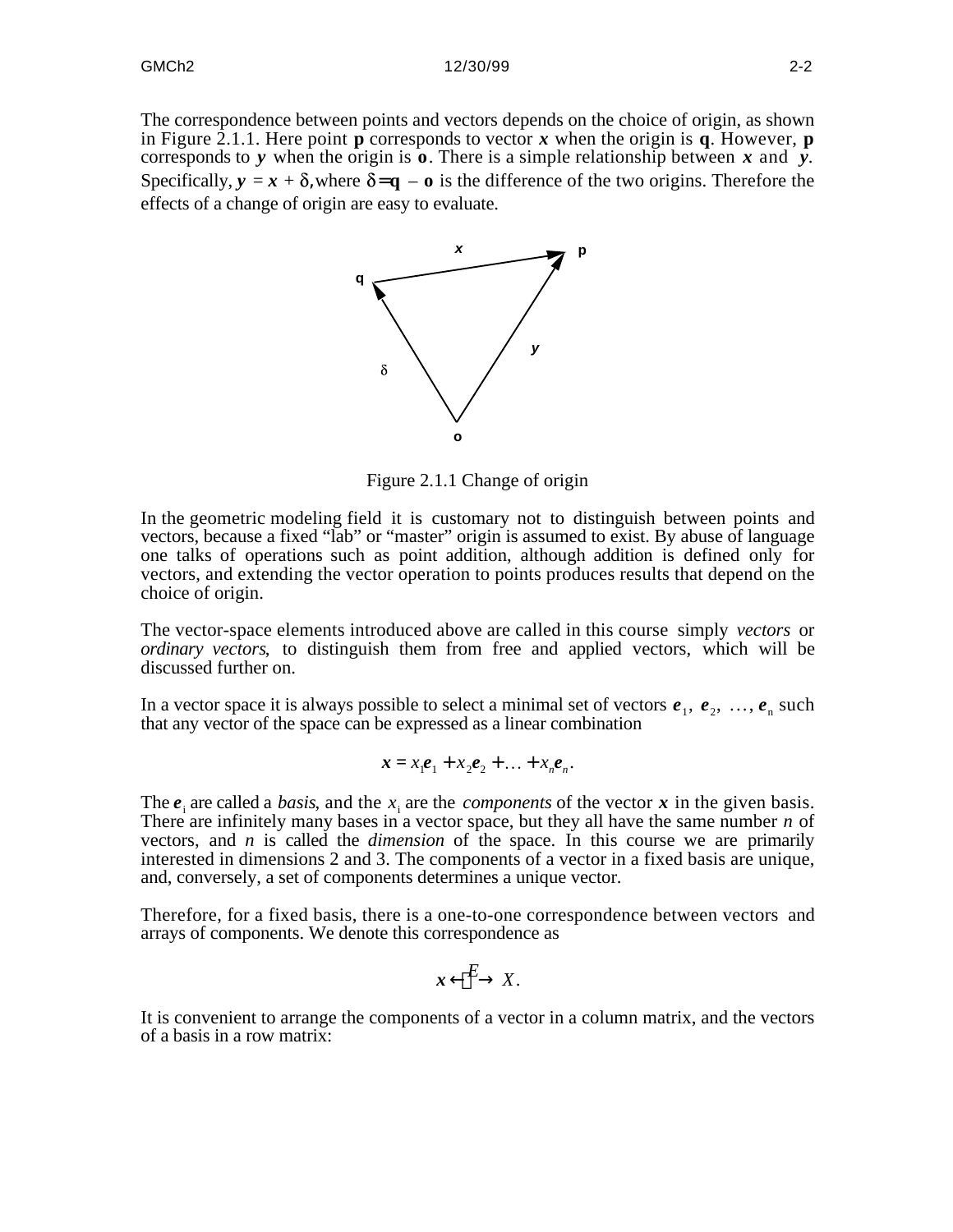The correspondence between points and vectors depends on the choice of origin, as shown in Figure 2.1.1. Here point **p** corresponds to vector $\boldsymbol{x}$ when the origin is **q**. However, **p** corresponds to $\boldsymbol{y}$ when the origin is **o**. There is a simple relationship between $\boldsymbol{x}$ and $\boldsymbol{y}$. Specifically, $\boldsymbol{y} = \boldsymbol{x} + \delta$, where $\delta = \mathbf{q} - \mathbf{o}$ is the difference of the two origins. Therefore the effects of a change of origin are easy to evaluate.

Figure 2.1.1 Change of origin

In the geometric modeling field it is customary not to distinguish between points and vectors, because a fixed "lab" or "master" origin is assumed to exist. By abuse of language one talks of operations such as point addition, although addition is defined only for vectors, and extending the vector operation to points produces results that depend on the choice of origin.

The vector-space elements introduced above are called in this course simply *vectors* or *ordinary vectors*, to distinguish them from free and applied vectors, which will be discussed further on.

In a vector space it is always possible to select a minimal set of vectors $\boldsymbol{e}_1, \boldsymbol{e}_2, \ldots, \boldsymbol{e}_n$ such that any vector of the space can be expressed as a linear combination

$$\boldsymbol{x} = x_1\boldsymbol{e}_1 + x_2\boldsymbol{e}_2 + \ldots + x_n\boldsymbol{e}_n.$$

The $\boldsymbol{e}_i$ are called a *basis*, and the $x_i$ are the *components* of the vector $\boldsymbol{x}$ in the given basis. There are infinitely many bases in a vector space, but they all have the same number $n$ of vectors, and $n$ is called the *dimension* of the space. In this course we are primarily interested in dimensions 2 and 3. The components of a vector in a fixed basis are unique, and, conversely, a set of components determines a unique vector.

Therefore, for a fixed basis, there is a one-to-one correspondence between vectors and arrays of components. We denote this correspondence as

$$\boldsymbol{x} \overset{E}{\longleftrightarrow} X.$$

It is convenient to arrange the components of a vector in a column matrix, and the vectors of a basis in a row matrix: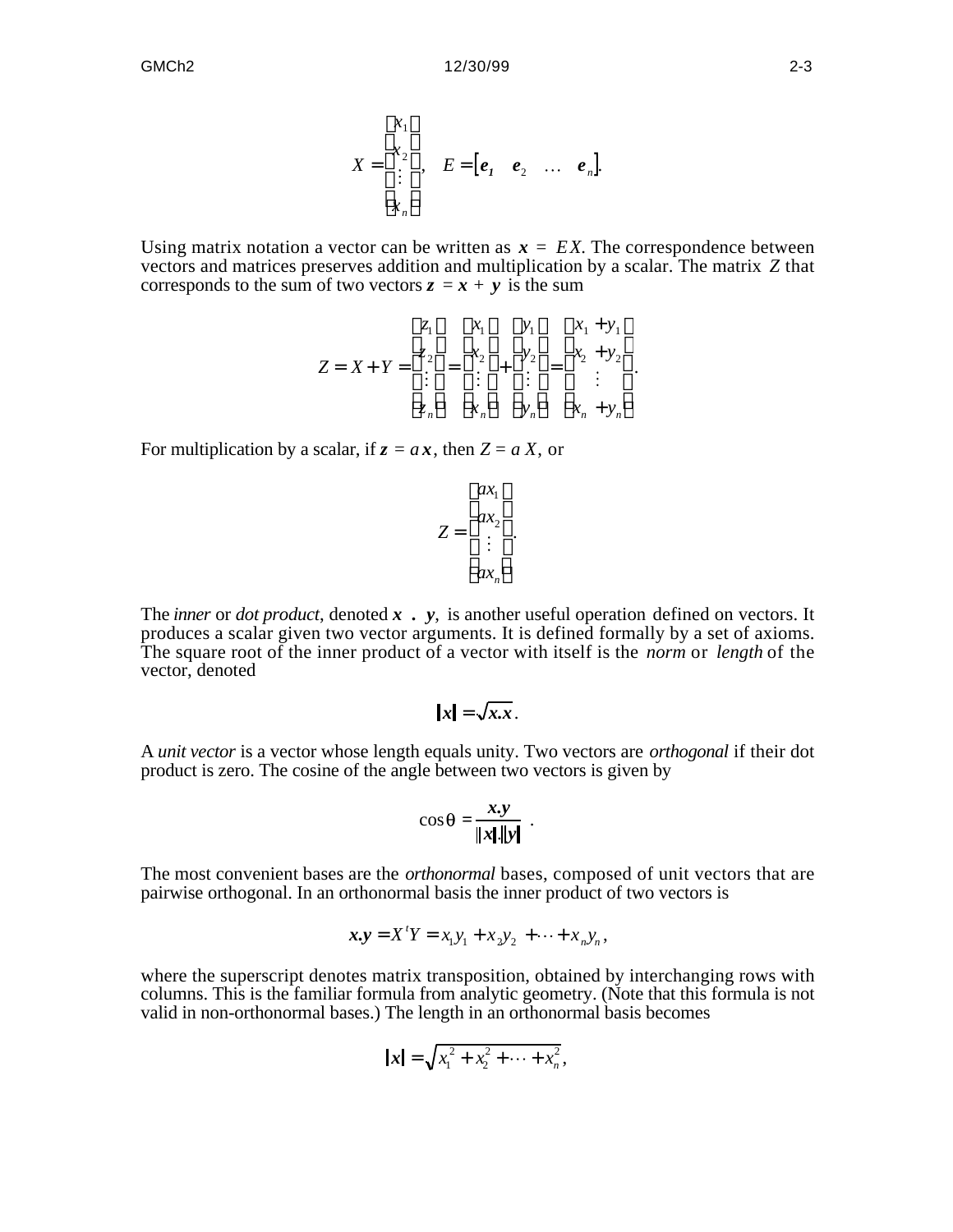$$X = \begin{bmatrix} x_1 \\ x_2 \\ \vdots \\ x_n \end{bmatrix}, \quad E = \begin{bmatrix} \boldsymbol{e}_1 & \boldsymbol{e}_2 & \dots & \boldsymbol{e}_n \end{bmatrix}.$$

Using matrix notation a vector can be written as $\boldsymbol{x} = EX$. The correspondence between vectors and matrices preserves addition and multiplication by a scalar. The matrix $Z$ that corresponds to the sum of two vectors $\boldsymbol{z} = \boldsymbol{x} + \boldsymbol{y}$ is the sum

$$Z = X + Y = \begin{bmatrix} z_1 \\ z_2 \\ \vdots \\ z_n \end{bmatrix} = \begin{bmatrix} x_1 \\ x_2 \\ \vdots \\ x_n \end{bmatrix} + \begin{bmatrix} y_1 \\ y_2 \\ \vdots \\ y_n \end{bmatrix} = \begin{bmatrix} x_1 + y_1 \\ x_2 + y_2 \\ \vdots \\ x_n + y_n \end{bmatrix}.$$

For multiplication by a scalar, if $\boldsymbol{z} = a\,\boldsymbol{x}$, then $Z = a\,X$, or

$$Z = \begin{bmatrix} ax_1 \\ ax_2 \\ \vdots \\ ax_n \end{bmatrix}.$$

The *inner* or *dot product*, denoted $\boldsymbol{x} \,.\, \boldsymbol{y}$, is another useful operation defined on vectors. It produces a scalar given two vector arguments. It is defined formally by a set of axioms. The square root of the inner product of a vector with itself is the *norm* or *length* of the vector, denoted

$$|\boldsymbol{x}| = \sqrt{\boldsymbol{x}.\boldsymbol{x}}.$$

A *unit vector* is a vector whose length equals unity. Two vectors are *orthogonal* if their dot product is zero. The cosine of the angle between two vectors is given by

$$\cos\theta = \frac{\boldsymbol{x}.\boldsymbol{y}}{|\boldsymbol{x}|.|\boldsymbol{y}|} \; .$$

The most convenient bases are the *orthonormal* bases, composed of unit vectors that are pairwise orthogonal. In an orthonormal basis the inner product of two vectors is

$$\boldsymbol{x}.\boldsymbol{y} = X^t Y = x_1 y_1 + x_2 y_2 + \cdots + x_n y_n,$$

where the superscript denotes matrix transposition, obtained by interchanging rows with columns. This is the familiar formula from analytic geometry. (Note that this formula is not valid in non-orthonormal bases.) The length in an orthonormal basis becomes

$$|\boldsymbol{x}| = \sqrt{x_1^2 + x_2^2 + \cdots + x_n^2},$$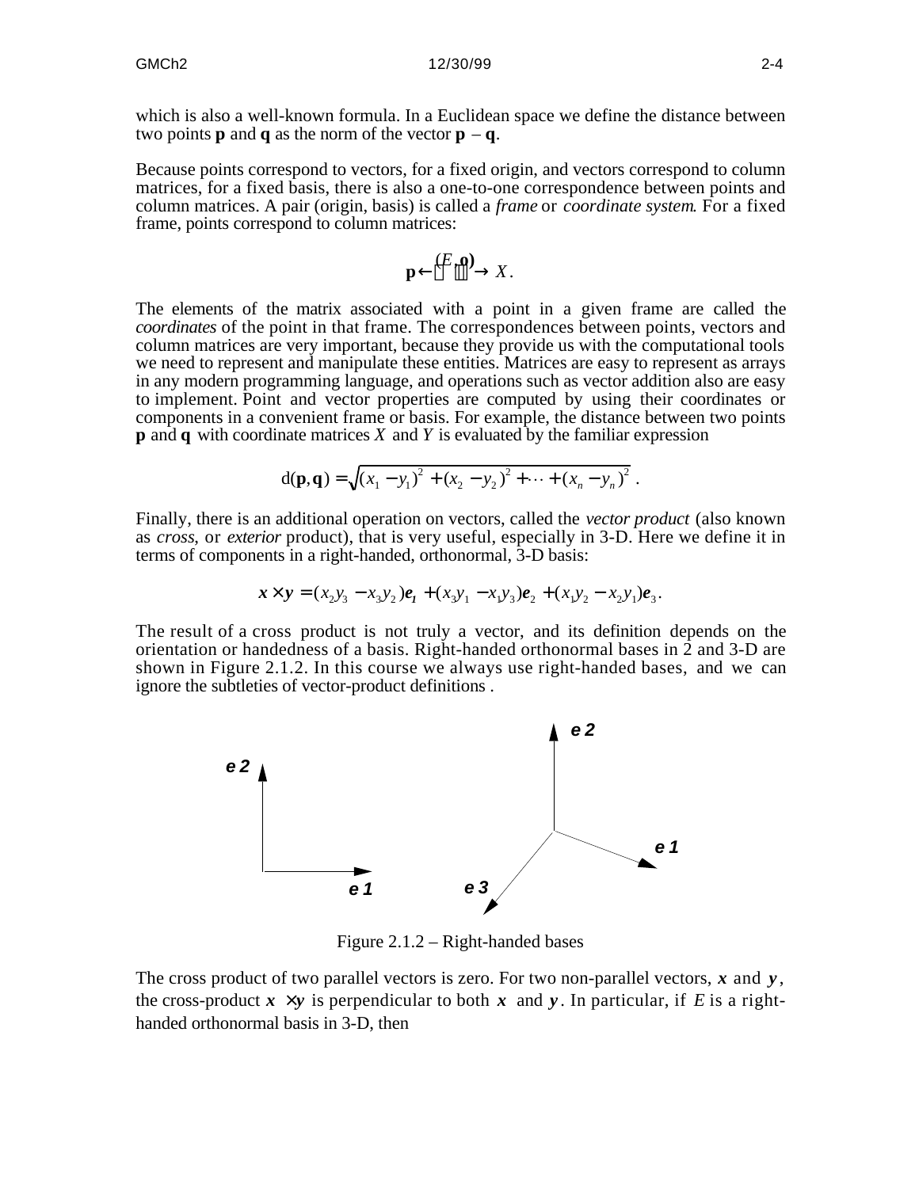which is also a well-known formula. In a Euclidean space we define the distance between two points **p** and **q** as the norm of the vector **p** − **q**.

Because points correspond to vectors, for a fixed origin, and vectors correspond to column matrices, for a fixed basis, there is also a one-to-one correspondence between points and column matrices. A pair (origin, basis) is called a *frame* or *coordinate system*. For a fixed frame, points correspond to column matrices:

$$\mathbf{p} \xleftarrow{(E,\mathbf{o})} X.$$

The elements of the matrix associated with a point in a given frame are called the *coordinates* of the point in that frame. The correspondences between points, vectors and column matrices are very important, because they provide us with the computational tools we need to represent and manipulate these entities. Matrices are easy to represent as arrays in any modern programming language, and operations such as vector addition also are easy to implement. Point and vector properties are computed by using their coordinates or components in a convenient frame or basis. For example, the distance between two points **p** and **q** with coordinate matrices $X$ and $Y$ is evaluated by the familiar expression

$$\mathrm{d}(\mathbf{p},\mathbf{q}) = \sqrt{(x_1 - y_1)^2 + (x_2 - y_2)^2 + \cdots + (x_n - y_n)^2}\ .$$

Finally, there is an additional operation on vectors, called the *vector product* (also known as *cross*, or *exterior* product), that is very useful, especially in 3-D. Here we define it in terms of components in a right-handed, orthonormal, 3-D basis:

$$\boldsymbol{x} \times \boldsymbol{y} = (x_2 y_3 - x_3 y_2)\boldsymbol{e}_1 + (x_3 y_1 - x_1 y_3)\boldsymbol{e}_2 + (x_1 y_2 - x_2 y_1)\boldsymbol{e}_3.$$

The result of a cross product is not truly a vector, and its definition depends on the orientation or handedness of a basis. Right-handed orthonormal bases in 2 and 3-D are shown in Figure 2.1.2. In this course we always use right-handed bases, and we can ignore the subtleties of vector-product definitions .

Figure 2.1.2 – Right-handed bases

The cross product of two parallel vectors is zero. For two non-parallel vectors, $\boldsymbol{x}$ and $\boldsymbol{y}$, the cross-product $\boldsymbol{x} \times \boldsymbol{y}$ is perpendicular to both $\boldsymbol{x}$ and $\boldsymbol{y}$. In particular, if $E$ is a right-handed orthonormal basis in 3-D, then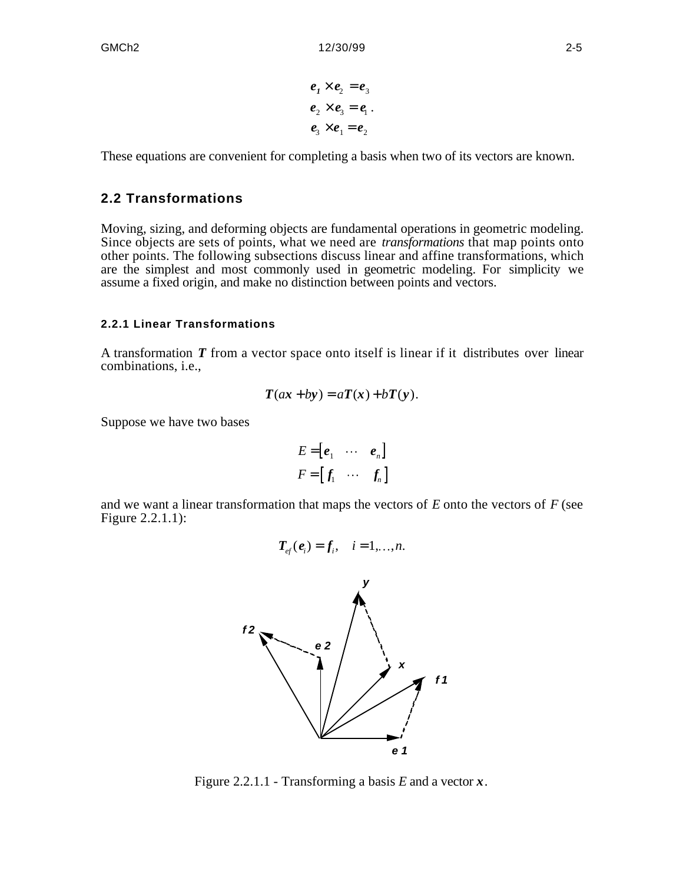$$
\begin{aligned}
\boldsymbol{e}_1 \times \boldsymbol{e}_2 &= \boldsymbol{e}_3 \\
\boldsymbol{e}_2 \times \boldsymbol{e}_3 &= \boldsymbol{e}_1 \, . \\
\boldsymbol{e}_3 \times \boldsymbol{e}_1 &= \boldsymbol{e}_2
\end{aligned}
$$

These equations are convenient for completing a basis when two of its vectors are known.

## 2.2 Transformations

Moving, sizing, and deforming objects are fundamental operations in geometric modeling. Since objects are sets of points, what we need are *transformations* that map points onto other points. The following subsections discuss linear and affine transformations, which are the simplest and most commonly used in geometric modeling. For simplicity we assume a fixed origin, and make no distinction between points and vectors.

### 2.2.1 Linear Transformations

A transformation $\boldsymbol{T}$ from a vector space onto itself is linear if it distributes over linear combinations, i.e.,

$$
\boldsymbol{T}(a\boldsymbol{x} + b\boldsymbol{y}) = a\boldsymbol{T}(\boldsymbol{x}) + b\boldsymbol{T}(\boldsymbol{y}).
$$

Suppose we have two bases

$$
\begin{aligned}
E &= \begin{bmatrix} \boldsymbol{e}_1 & \cdots & \boldsymbol{e}_n \end{bmatrix} \\
F &= \begin{bmatrix} \boldsymbol{f}_1 & \cdots & \boldsymbol{f}_n \end{bmatrix}
\end{aligned}
$$

and we want a linear transformation that maps the vectors of $E$ onto the vectors of $F$ (see Figure 2.2.1.1):

$$
\boldsymbol{T}_{ef}(\boldsymbol{e}_i) = \boldsymbol{f}_i, \quad i = 1, \ldots, n.
$$

Figure 2.2.1.1 - Transforming a basis $E$ and a vector $\boldsymbol{x}$.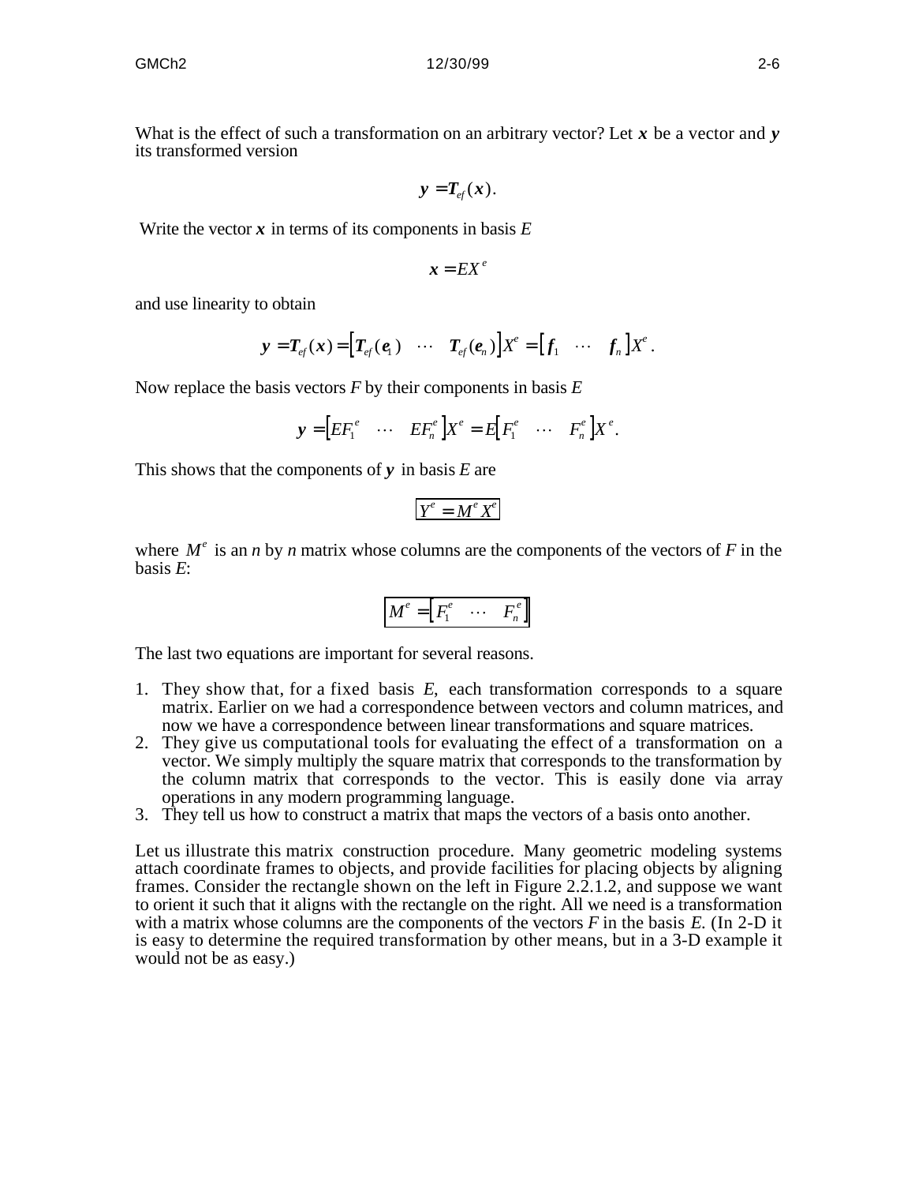What is the effect of such a transformation on an arbitrary vector? Let $\boldsymbol{x}$ be a vector and $\boldsymbol{y}$ its transformed version

$$\boldsymbol{y} = \boldsymbol{T}_{ef}(\boldsymbol{x}).$$

Write the vector $\boldsymbol{x}$ in terms of its components in basis $E$

$$\boldsymbol{x} = EX^e$$

and use linearity to obtain

$$\boldsymbol{y} = \boldsymbol{T}_{ef}(\boldsymbol{x}) = \left[\boldsymbol{T}_{ef}(\boldsymbol{e}_1) \quad \cdots \quad \boldsymbol{T}_{ef}(\boldsymbol{e}_n)\right]X^e = \left[\boldsymbol{f}_1 \quad \cdots \quad \boldsymbol{f}_n\right]X^e.$$

Now replace the basis vectors $F$ by their components in basis $E$

$$\boldsymbol{y} = \left[EF_1^e \quad \cdots \quad EF_n^e\right]X^e = E\left[F_1^e \quad \cdots \quad F_n^e\right]X^e.$$

This shows that the components of $\boldsymbol{y}$ in basis $E$ are

$$\boxed{Y^e = M^e X^e}$$

where $M^e$ is an $n$ by $n$ matrix whose columns are the components of the vectors of $F$ in the basis $E$:

$$\boxed{M^e = \left[F_1^e \quad \cdots \quad F_n^e\right]}$$

The last two equations are important for several reasons.

1. They show that, for a fixed basis $E$, each transformation corresponds to a square matrix. Earlier on we had a correspondence between vectors and column matrices, and now we have a correspondence between linear transformations and square matrices.
2. They give us computational tools for evaluating the effect of a transformation on a vector. We simply multiply the square matrix that corresponds to the transformation by the column matrix that corresponds to the vector. This is easily done via array operations in any modern programming language.
3. They tell us how to construct a matrix that maps the vectors of a basis onto another.

Let us illustrate this matrix construction procedure. Many geometric modeling systems attach coordinate frames to objects, and provide facilities for placing objects by aligning frames. Consider the rectangle shown on the left in Figure 2.2.1.2, and suppose we want to orient it such that it aligns with the rectangle on the right. All we need is a transformation with a matrix whose columns are the components of the vectors $F$ in the basis $E$. (In 2-D it is easy to determine the required transformation by other means, but in a 3-D example it would not be as easy.)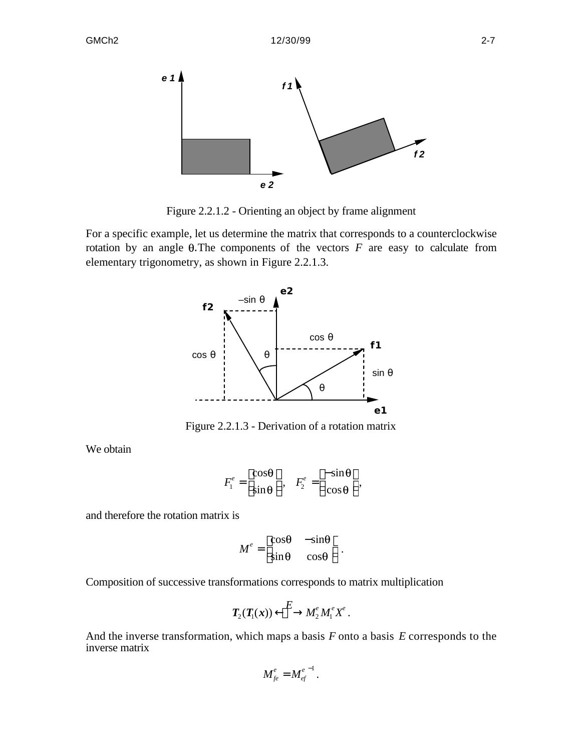Figure 2.2.1.2 - Orienting an object by frame alignment

For a specific example, let us determine the matrix that corresponds to a counterclockwise rotation by an angle $\theta$. The components of the vectors $F$ are easy to calculate from elementary trigonometry, as shown in Figure 2.2.1.3.

Figure 2.2.1.3 - Derivation of a rotation matrix

We obtain

$$F_1^e = \begin{bmatrix} \cos\theta \\ \sin\theta \end{bmatrix}, \quad F_2^e = \begin{bmatrix} -\sin\theta \\ \cos\theta \end{bmatrix},$$

and therefore the rotation matrix is

$$M^e = \begin{bmatrix} \cos\theta & -\sin\theta \\ \sin\theta & \cos\theta \end{bmatrix}.$$

Composition of successive transformations corresponds to matrix multiplication

$$\boldsymbol{T}_2(\boldsymbol{T}_1(\boldsymbol{x})) \xleftrightarrow{E} M_2^e M_1^e X^e.$$

And the inverse transformation, which maps a basis $F$ onto a basis $E$ corresponds to the inverse matrix

$$M_{fe}^e = {M_{ef}^e}^{-1}.$$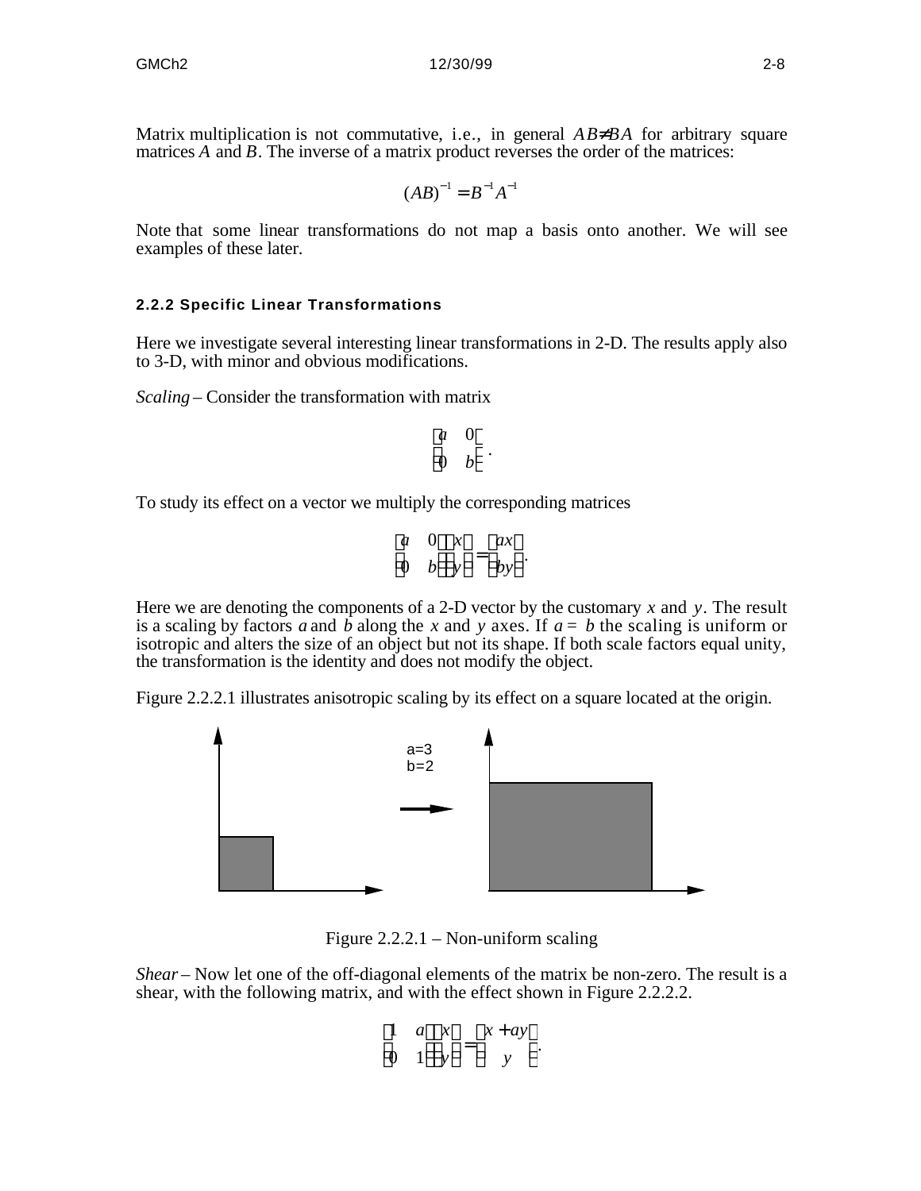Matrix multiplication is not commutative, i.e., in general $AB \neq BA$ for arbitrary square matrices $A$ and $B$. The inverse of a matrix product reverses the order of the matrices:

$$(AB)^{-1} = B^{-1}A^{-1}$$

Note that some linear transformations do not map a basis onto another. We will see examples of these later.

#### 2.2.2 Specific Linear Transformations

Here we investigate several interesting linear transformations in 2-D. The results apply also to 3-D, with minor and obvious modifications.

*Scaling* – Consider the transformation with matrix

$$\begin{bmatrix} a & 0 \\ 0 & b \end{bmatrix}.$$

To study its effect on a vector we multiply the corresponding matrices

$$\begin{bmatrix} a & 0 \\ 0 & b \end{bmatrix}\begin{bmatrix} x \\ y \end{bmatrix} = \begin{bmatrix} ax \\ by \end{bmatrix}.$$

Here we are denoting the components of a 2-D vector by the customary $x$ and $y$. The result is a scaling by factors $a$ and $b$ along the $x$ and $y$ axes. If $a = b$ the scaling is uniform or isotropic and alters the size of an object but not its shape. If both scale factors equal unity, the transformation is the identity and does not modify the object.

Figure 2.2.2.1 illustrates anisotropic scaling by its effect on a square located at the origin.

a=3
b=2

Figure 2.2.2.1 – Non-uniform scaling

*Shear* – Now let one of the off-diagonal elements of the matrix be non-zero. The result is a shear, with the following matrix, and with the effect shown in Figure 2.2.2.2.

$$\begin{bmatrix} 1 & a \\ 0 & 1 \end{bmatrix}\begin{bmatrix} x \\ y \end{bmatrix} = \begin{bmatrix} x + ay \\ y \end{bmatrix}.$$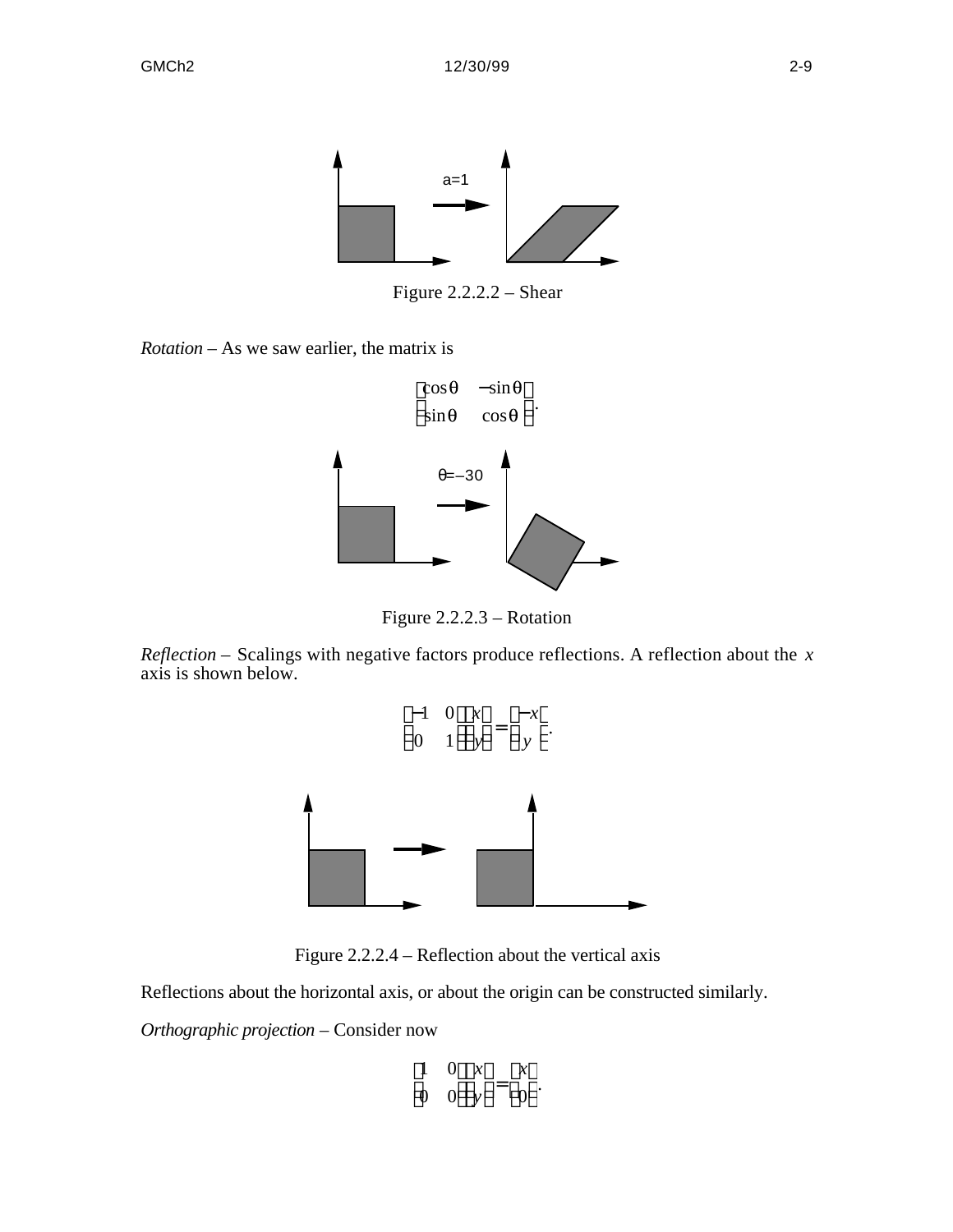Figure 2.2.2.2 – Shear

*Rotation* – As we saw earlier, the matrix is

$$\begin{bmatrix} \cos\theta & -\sin\theta \\ \sin\theta & \cos\theta \end{bmatrix}.$$

Figure 2.2.2.3 – Rotation

*Reflection* – Scalings with negative factors produce reflections. A reflection about the $x$ axis is shown below.

$$\begin{bmatrix} -1 & 0 \\ 0 & 1 \end{bmatrix}\begin{bmatrix} x \\ y \end{bmatrix} = \begin{bmatrix} -x \\ y \end{bmatrix}.$$

Figure 2.2.2.4 – Reflection about the vertical axis

Reflections about the horizontal axis, or about the origin can be constructed similarly.

*Orthographic projection* – Consider now

$$\begin{bmatrix} 1 & 0 \\ 0 & 0 \end{bmatrix}\begin{bmatrix} x \\ y \end{bmatrix} = \begin{bmatrix} x \\ 0 \end{bmatrix}.$$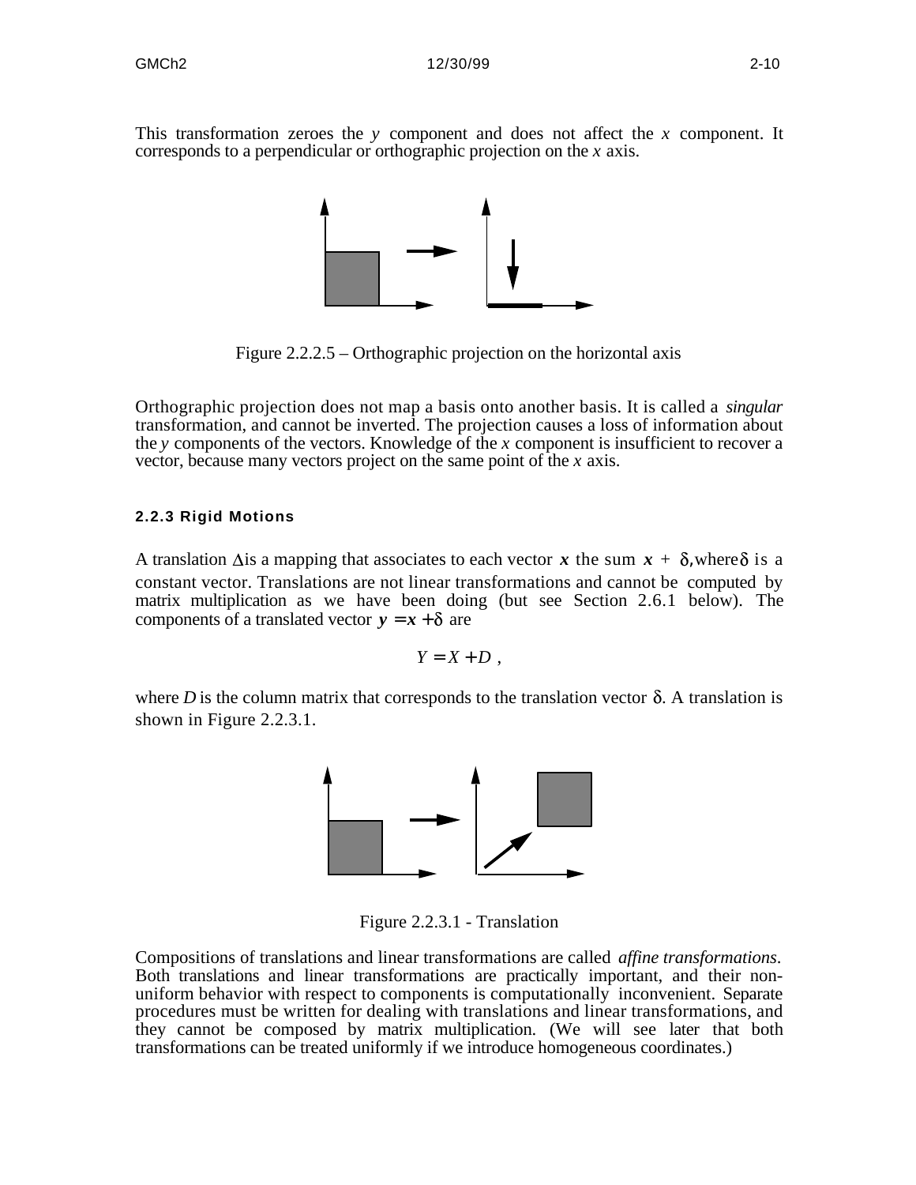This transformation zeroes the $y$ component and does not affect the $x$ component. It corresponds to a perpendicular or orthographic projection on the $x$ axis.

Figure 2.2.2.5 – Orthographic projection on the horizontal axis

Orthographic projection does not map a basis onto another basis. It is called a *singular* transformation, and cannot be inverted. The projection causes a loss of information about the $y$ components of the vectors. Knowledge of the $x$ component is insufficient to recover a vector, because many vectors project on the same point of the $x$ axis.

#### 2.2.3 Rigid Motions

A translation $\Delta$ is a mapping that associates to each vector $\boldsymbol{x}$ the sum $\boldsymbol{x} + \delta$, where $\delta$ is a constant vector. Translations are not linear transformations and cannot be computed by matrix multiplication as we have been doing (but see Section 2.6.1 below). The components of a translated vector $\boldsymbol{y} = \boldsymbol{x} + \delta$ are

$$Y = X + D \ ,$$

where $D$ is the column matrix that corresponds to the translation vector $\delta$. A translation is shown in Figure 2.2.3.1.

Figure 2.2.3.1 - Translation

Compositions of translations and linear transformations are called *affine transformations*. Both translations and linear transformations are practically important, and their non-uniform behavior with respect to components is computationally inconvenient. Separate procedures must be written for dealing with translations and linear transformations, and they cannot be composed by matrix multiplication. (We will see later that both transformations can be treated uniformly if we introduce homogeneous coordinates.)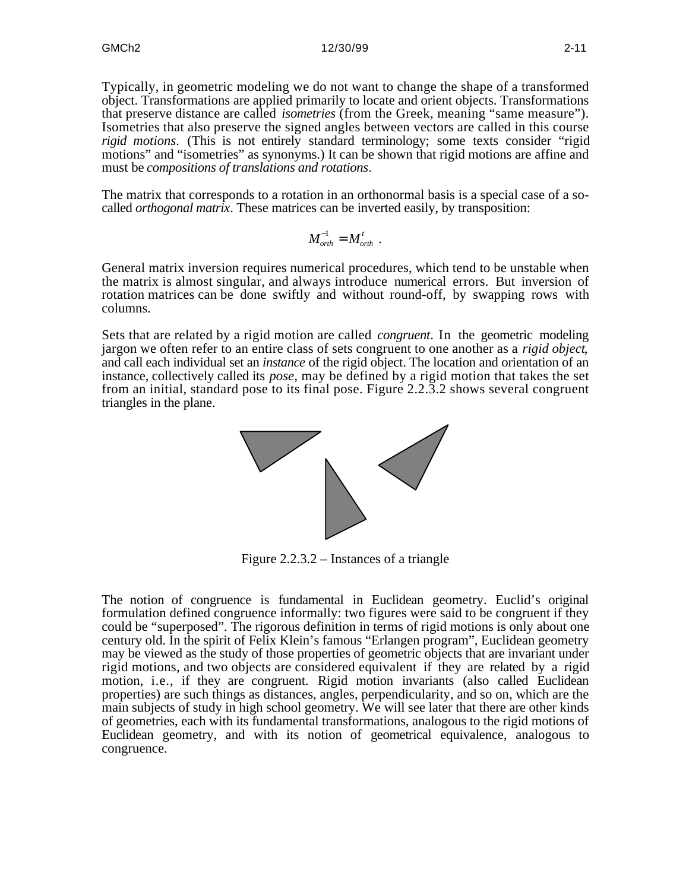Typically, in geometric modeling we do not want to change the shape of a transformed object. Transformations are applied primarily to locate and orient objects. Transformations that preserve distance are called *isometries* (from the Greek, meaning "same measure"). Isometries that also preserve the signed angles between vectors are called in this course *rigid motions*. (This is not entirely standard terminology; some texts consider "rigid motions" and "isometries" as synonyms.) It can be shown that rigid motions are affine and must be *compositions of translations and rotations*.

The matrix that corresponds to a rotation in an orthonormal basis is a special case of a so-called *orthogonal matrix*. These matrices can be inverted easily, by transposition:

$$M_{orth}^{-1} = M_{orth}^{t} \ .$$

General matrix inversion requires numerical procedures, which tend to be unstable when the matrix is almost singular, and always introduce numerical errors. But inversion of rotation matrices can be done swiftly and without round-off, by swapping rows with columns.

Sets that are related by a rigid motion are called *congruent*. In the geometric modeling jargon we often refer to an entire class of sets congruent to one another as a *rigid object*, and call each individual set an *instance* of the rigid object. The location and orientation of an instance, collectively called its *pose*, may be defined by a rigid motion that takes the set from an initial, standard pose to its final pose. Figure 2.2.3.2 shows several congruent triangles in the plane.

Figure 2.2.3.2 – Instances of a triangle

The notion of congruence is fundamental in Euclidean geometry. Euclid's original formulation defined congruence informally: two figures were said to be congruent if they could be "superposed". The rigorous definition in terms of rigid motions is only about one century old. In the spirit of Felix Klein's famous "Erlangen program", Euclidean geometry may be viewed as the study of those properties of geometric objects that are invariant under rigid motions, and two objects are considered equivalent if they are related by a rigid motion, i.e., if they are congruent. Rigid motion invariants (also called Euclidean properties) are such things as distances, angles, perpendicularity, and so on, which are the main subjects of study in high school geometry. We will see later that there are other kinds of geometries, each with its fundamental transformations, analogous to the rigid motions of Euclidean geometry, and with its notion of geometrical equivalence, analogous to congruence.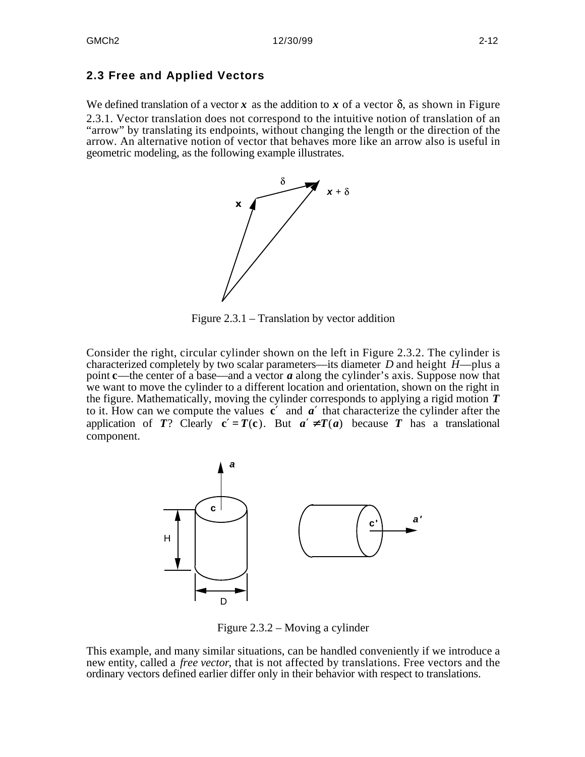## 2.3 Free and Applied Vectors

We defined translation of a vector $\boldsymbol{x}$ as the addition to $\boldsymbol{x}$ of a vector $\delta$, as shown in Figure 2.3.1. Vector translation does not correspond to the intuitive notion of translation of an "arrow" by translating its endpoints, without changing the length or the direction of the arrow. An alternative notion of vector that behaves more like an arrow also is useful in geometric modeling, as the following example illustrates.

Figure 2.3.1 – Translation by vector addition

Consider the right, circular cylinder shown on the left in Figure 2.3.2. The cylinder is characterized completely by two scalar parameters—its diameter $D$ and height $H$—plus a point $\mathbf{c}$—the center of a base—and a vector $\boldsymbol{a}$ along the cylinder's axis. Suppose now that we want to move the cylinder to a different location and orientation, shown on the right in the figure. Mathematically, moving the cylinder corresponds to applying a rigid motion $\boldsymbol{T}$ to it. How can we compute the values $\mathbf{c}'$ and $\boldsymbol{a}'$ that characterize the cylinder after the application of $\boldsymbol{T}$? Clearly $\mathbf{c}' = \boldsymbol{T}(\mathbf{c})$. But $\boldsymbol{a}' \neq \boldsymbol{T}(\boldsymbol{a})$ because $\boldsymbol{T}$ has a translational component.

Figure 2.3.2 – Moving a cylinder

This example, and many similar situations, can be handled conveniently if we introduce a new entity, called a *free vector*, that is not affected by translations. Free vectors and the ordinary vectors defined earlier differ only in their behavior with respect to translations.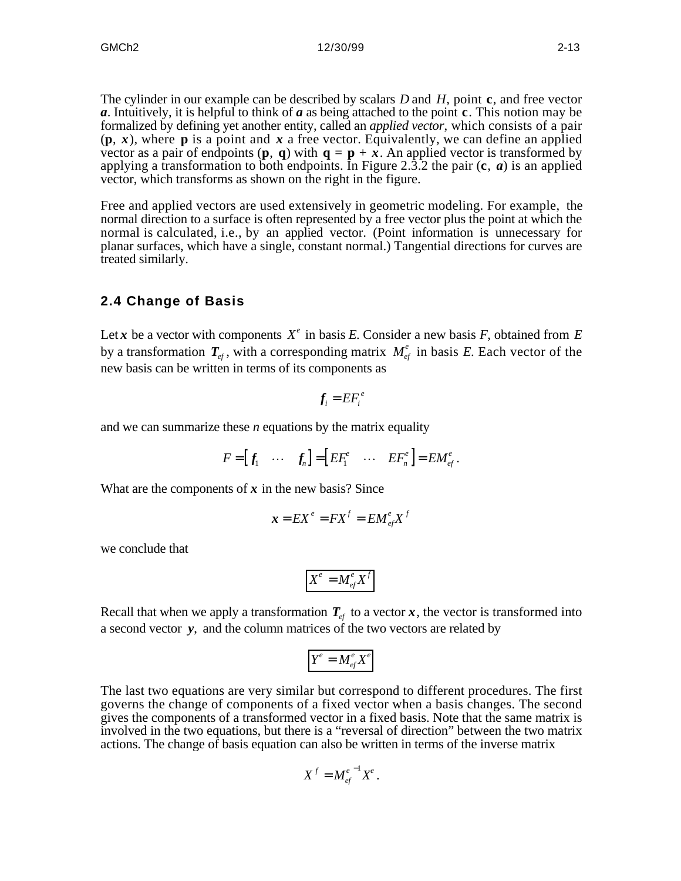The cylinder in our example can be described by scalars $D$ and $H$, point $\mathbf{c}$, and free vector $\boldsymbol{a}$. Intuitively, it is helpful to think of $\boldsymbol{a}$ as being attached to the point $\mathbf{c}$. This notion may be formalized by defining yet another entity, called an *applied vector*, which consists of a pair ($\mathbf{p}$, $\boldsymbol{x}$), where $\mathbf{p}$ is a point and $\boldsymbol{x}$ a free vector. Equivalently, we can define an applied vector as a pair of endpoints ($\mathbf{p}$, $\mathbf{q}$) with $\mathbf{q} = \mathbf{p} + \boldsymbol{x}$. An applied vector is transformed by applying a transformation to both endpoints. In Figure 2.3.2 the pair ($\mathbf{c}$, $\boldsymbol{a}$) is an applied vector, which transforms as shown on the right in the figure.

Free and applied vectors are used extensively in geometric modeling. For example, the normal direction to a surface is often represented by a free vector plus the point at which the normal is calculated, i.e., by an applied vector. (Point information is unnecessary for planar surfaces, which have a single, constant normal.) Tangential directions for curves are treated similarly.

## 2.4 Change of Basis

Let $\boldsymbol{x}$ be a vector with components $X^e$ in basis $E$. Consider a new basis $F$, obtained from $E$ by a transformation $\boldsymbol{T}_{ef}$, with a corresponding matrix $M_{ef}^e$ in basis $E$. Each vector of the new basis can be written in terms of its components as

$$\boldsymbol{f}_i = EF_i^e$$

and we can summarize these $n$ equations by the matrix equality

$$F = \begin{bmatrix} \boldsymbol{f}_1 & \cdots & \boldsymbol{f}_n \end{bmatrix} = \begin{bmatrix} EF_1^e & \cdots & EF_n^e \end{bmatrix} = EM_{ef}^e .$$

What are the components of $\boldsymbol{x}$ in the new basis? Since

$$\boldsymbol{x} = EX^e = FX^f = EM_{ef}^e X^f$$

we conclude that

$$\boxed{X^e = M_{ef}^e X^f}$$

Recall that when we apply a transformation $\boldsymbol{T}_{ef}$ to a vector $\boldsymbol{x}$, the vector is transformed into a second vector $\boldsymbol{y}$, and the column matrices of the two vectors are related by

$$\boxed{Y^e = M_{ef}^e X^e}$$

The last two equations are very similar but correspond to different procedures. The first governs the change of components of a fixed vector when a basis changes. The second gives the components of a transformed vector in a fixed basis. Note that the same matrix is involved in the two equations, but there is a "reversal of direction" between the two matrix actions. The change of basis equation can also be written in terms of the inverse matrix

$$X^f = M_{ef}^{e\,-1} X^e .$$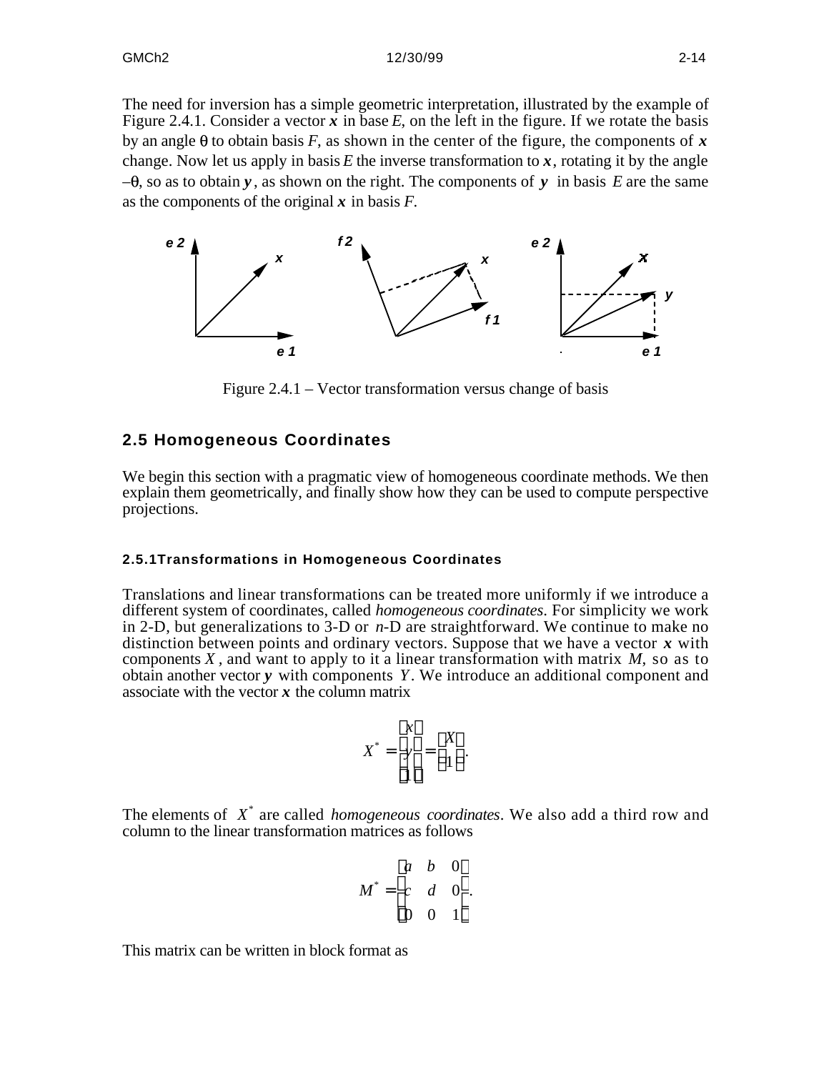The need for inversion has a simple geometric interpretation, illustrated by the example of Figure 2.4.1. Consider a vector $\boldsymbol{x}$ in base $E$, on the left in the figure. If we rotate the basis by an angle $\theta$ to obtain basis $F$, as shown in the center of the figure, the components of $\boldsymbol{x}$ change. Now let us apply in basis $E$ the inverse transformation to $\boldsymbol{x}$, rotating it by the angle $-\theta$, so as to obtain $\boldsymbol{y}$, as shown on the right. The components of $\boldsymbol{y}$ in basis $E$ are the same as the components of the original $\boldsymbol{x}$ in basis $F$.

Figure 2.4.1 – Vector transformation versus change of basis

## 2.5 Homogeneous Coordinates

We begin this section with a pragmatic view of homogeneous coordinate methods. We then explain them geometrically, and finally show how they can be used to compute perspective projections.

### 2.5.1 Transformations in Homogeneous Coordinates

Translations and linear transformations can be treated more uniformly if we introduce a different system of coordinates, called *homogeneous coordinates*. For simplicity we work in 2-D, but generalizations to 3-D or $n$-D are straightforward. We continue to make no distinction between points and ordinary vectors. Suppose that we have a vector $\boldsymbol{x}$ with components $X$, and want to apply to it a linear transformation with matrix $M$, so as to obtain another vector $\boldsymbol{y}$ with components $Y$. We introduce an additional component and associate with the vector $\boldsymbol{x}$ the column matrix

$$X^* = \begin{bmatrix} x \\ y \\ 1 \end{bmatrix} = \begin{bmatrix} X \\ 1 \end{bmatrix}.$$

The elements of $X^*$ are called *homogeneous coordinates*. We also add a third row and column to the linear transformation matrices as follows

$$M^* = \begin{bmatrix} a & b & 0 \\ c & d & 0 \\ 0 & 0 & 1 \end{bmatrix}.$$

This matrix can be written in block format as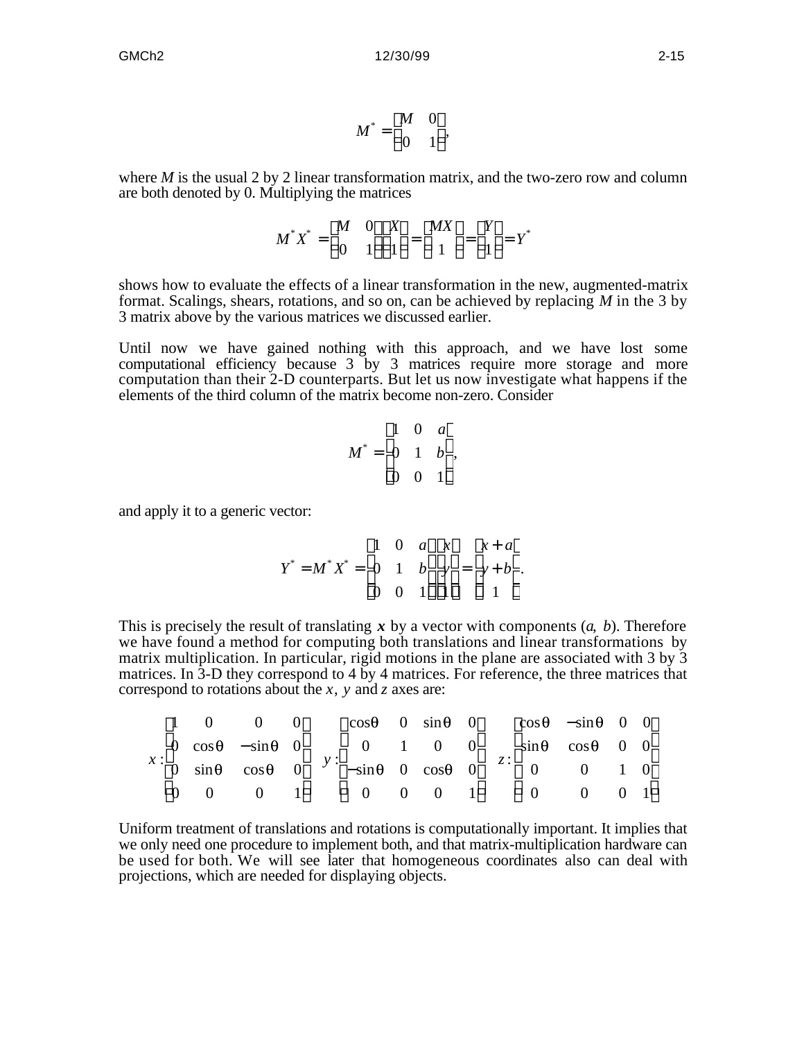$$M^* = \begin{bmatrix} M & 0 \\ 0 & 1 \end{bmatrix},$$

where *M* is the usual 2 by 2 linear transformation matrix, and the two-zero row and column are both denoted by 0. Multiplying the matrices

$$M^* X^* = \begin{bmatrix} M & 0 \\ 0 & 1 \end{bmatrix} \begin{bmatrix} X \\ 1 \end{bmatrix} = \begin{bmatrix} MX \\ 1 \end{bmatrix} = \begin{bmatrix} Y \\ 1 \end{bmatrix} = Y^*$$

shows how to evaluate the effects of a linear transformation in the new, augmented-matrix format. Scalings, shears, rotations, and so on, can be achieved by replacing *M* in the 3 by 3 matrix above by the various matrices we discussed earlier.

Until now we have gained nothing with this approach, and we have lost some computational efficiency because 3 by 3 matrices require more storage and more computation than their 2-D counterparts. But let us now investigate what happens if the elements of the third column of the matrix become non-zero. Consider

$$M^* = \begin{bmatrix} 1 & 0 & a \\ 0 & 1 & b \\ 0 & 0 & 1 \end{bmatrix},$$

and apply it to a generic vector:

$$Y^* = M^* X^* = \begin{bmatrix} 1 & 0 & a \\ 0 & 1 & b \\ 0 & 0 & 1 \end{bmatrix} \begin{bmatrix} x \\ y \\ 1 \end{bmatrix} = \begin{bmatrix} x + a \\ y + b \\ 1 \end{bmatrix}.$$

This is precisely the result of translating $\boldsymbol{x}$ by a vector with components ($a$, $b$). Therefore we have found a method for computing both translations and linear transformations by matrix multiplication. In particular, rigid motions in the plane are associated with 3 by 3 matrices. In 3-D they correspond to 4 by 4 matrices. For reference, the three matrices that correspond to rotations about the $x$, $y$ and $z$ axes are:

$$x: \begin{bmatrix} 1 & 0 & 0 & 0 \\ 0 & \cos\theta & -\sin\theta & 0 \\ 0 & \sin\theta & \cos\theta & 0 \\ 0 & 0 & 0 & 1 \end{bmatrix} \quad y: \begin{bmatrix} \cos\theta & 0 & \sin\theta & 0 \\ 0 & 1 & 0 & 0 \\ -\sin\theta & 0 & \cos\theta & 0 \\ 0 & 0 & 0 & 1 \end{bmatrix} \quad z: \begin{bmatrix} \cos\theta & -\sin\theta & 0 & 0 \\ \sin\theta & \cos\theta & 0 & 0 \\ 0 & 0 & 1 & 0 \\ 0 & 0 & 0 & 1 \end{bmatrix}$$

Uniform treatment of translations and rotations is computationally important. It implies that we only need one procedure to implement both, and that matrix-multiplication hardware can be used for both. We will see later that homogeneous coordinates also can deal with projections, which are needed for displaying objects.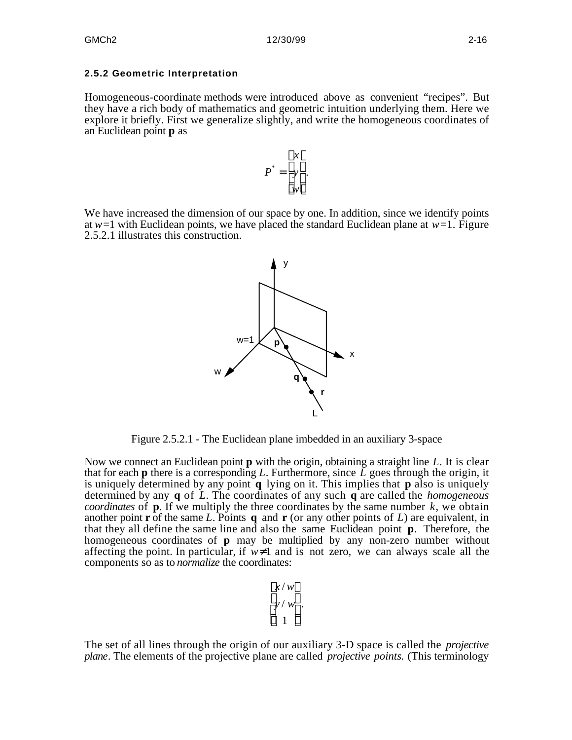### 2.5.2 Geometric Interpretation

Homogeneous-coordinate methods were introduced above as convenient "recipes". But they have a rich body of mathematics and geometric intuition underlying them. Here we explore it briefly. First we generalize slightly, and write the homogeneous coordinates of an Euclidean point **p** as

$$P^* = \begin{bmatrix} x \\ y \\ w \end{bmatrix}.$$

We have increased the dimension of our space by one. In addition, since we identify points at $w=1$ with Euclidean points, we have placed the standard Euclidean plane at $w=1$. Figure 2.5.2.1 illustrates this construction.

Figure 2.5.2.1 - The Euclidean plane imbedded in an auxiliary 3-space

Now we connect an Euclidean point **p** with the origin, obtaining a straight line $L$. It is clear that for each **p** there is a corresponding $L$. Furthermore, since $L$ goes through the origin, it is uniquely determined by any point **q** lying on it. This implies that **p** also is uniquely determined by any **q** of $L$. The coordinates of any such **q** are called the *homogeneous coordinates* of **p**. If we multiply the three coordinates by the same number $k$, we obtain another point **r** of the same $L$. Points **q** and **r** (or any other points of $L$) are equivalent, in that they all define the same line and also the same Euclidean point **p**. Therefore, the homogeneous coordinates of **p** may be multiplied by any non-zero number without affecting the point. In particular, if $w \neq 1$ and is not zero, we can always scale all the components so as to *normalize* the coordinates:

$$\begin{bmatrix} x/w \\ y/w \\ 1 \end{bmatrix}.$$

The set of all lines through the origin of our auxiliary 3-D space is called the *projective plane*. The elements of the projective plane are called *projective points.* (This terminology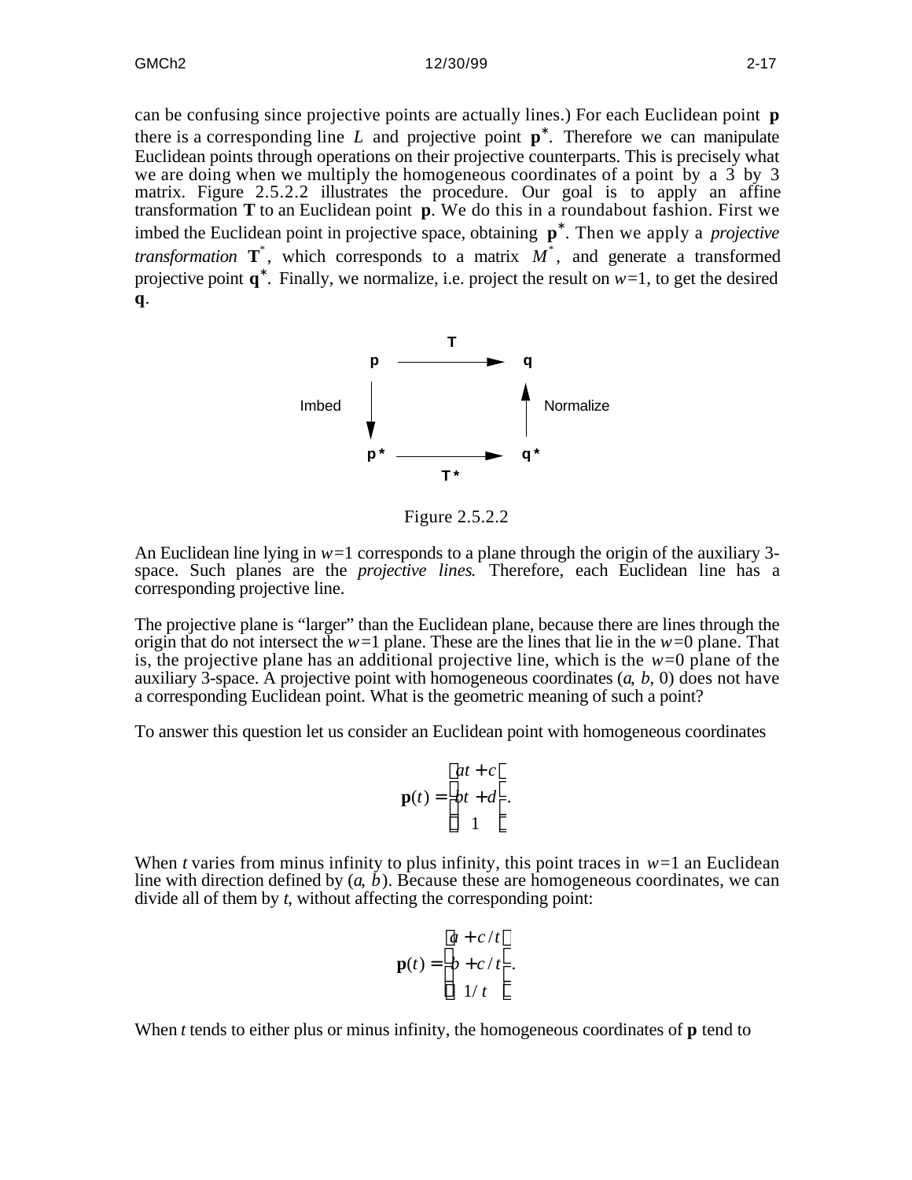can be confusing since projective points are actually lines.) For each Euclidean point **p** there is a corresponding line $L$ and projective point $\mathbf{p}^*$. Therefore we can manipulate Euclidean points through operations on their projective counterparts. This is precisely what we are doing when we multiply the homogeneous coordinates of a point by a 3 by 3 matrix. Figure 2.5.2.2 illustrates the procedure. Our goal is to apply an affine transformation **T** to an Euclidean point **p**. We do this in a roundabout fashion. First we imbed the Euclidean point in projective space, obtaining $\mathbf{p}^*$. Then we apply a *projective transformation* $\mathbf{T}^*$, which corresponds to a matrix $M^*$, and generate a transformed projective point $\mathbf{q}^*$. Finally, we normalize, i.e. project the result on $w$=1, to get the desired **q**.

$$
\begin{array}{ccc}
\mathbf{p} & \xrightarrow{\quad \mathbf{T} \quad} & \mathbf{q} \\
\text{Imbed} \big\downarrow & & \big\uparrow \text{Normalize} \\
\mathbf{p}^* & \xrightarrow[\quad \mathbf{T}^* \quad]{} & \mathbf{q}^*
\end{array}
$$

Figure 2.5.2.2

An Euclidean line lying in $w$=1 corresponds to a plane through the origin of the auxiliary 3-space. Such planes are the *projective lines*. Therefore, each Euclidean line has a corresponding projective line.

The projective plane is “larger” than the Euclidean plane, because there are lines through the origin that do not intersect the $w$=1 plane. These are the lines that lie in the $w$=0 plane. That is, the projective plane has an additional projective line, which is the $w$=0 plane of the auxiliary 3-space. A projective point with homogeneous coordinates ($a$, $b$, 0) does not have a corresponding Euclidean point. What is the geometric meaning of such a point?

To answer this question let us consider an Euclidean point with homogeneous coordinates

$$\mathbf{p}(t) = \begin{bmatrix} at + c \\ bt + d \\ 1 \end{bmatrix}.$$

When $t$ varies from minus infinity to plus infinity, this point traces in $w$=1 an Euclidean line with direction defined by ($a$, $b$). Because these are homogeneous coordinates, we can divide all of them by $t$, without affecting the corresponding point:

$$\mathbf{p}(t) = \begin{bmatrix} a + c/t \\ b + c/t \\ 1/t \end{bmatrix}.$$

When $t$ tends to either plus or minus infinity, the homogeneous coordinates of **p** tend to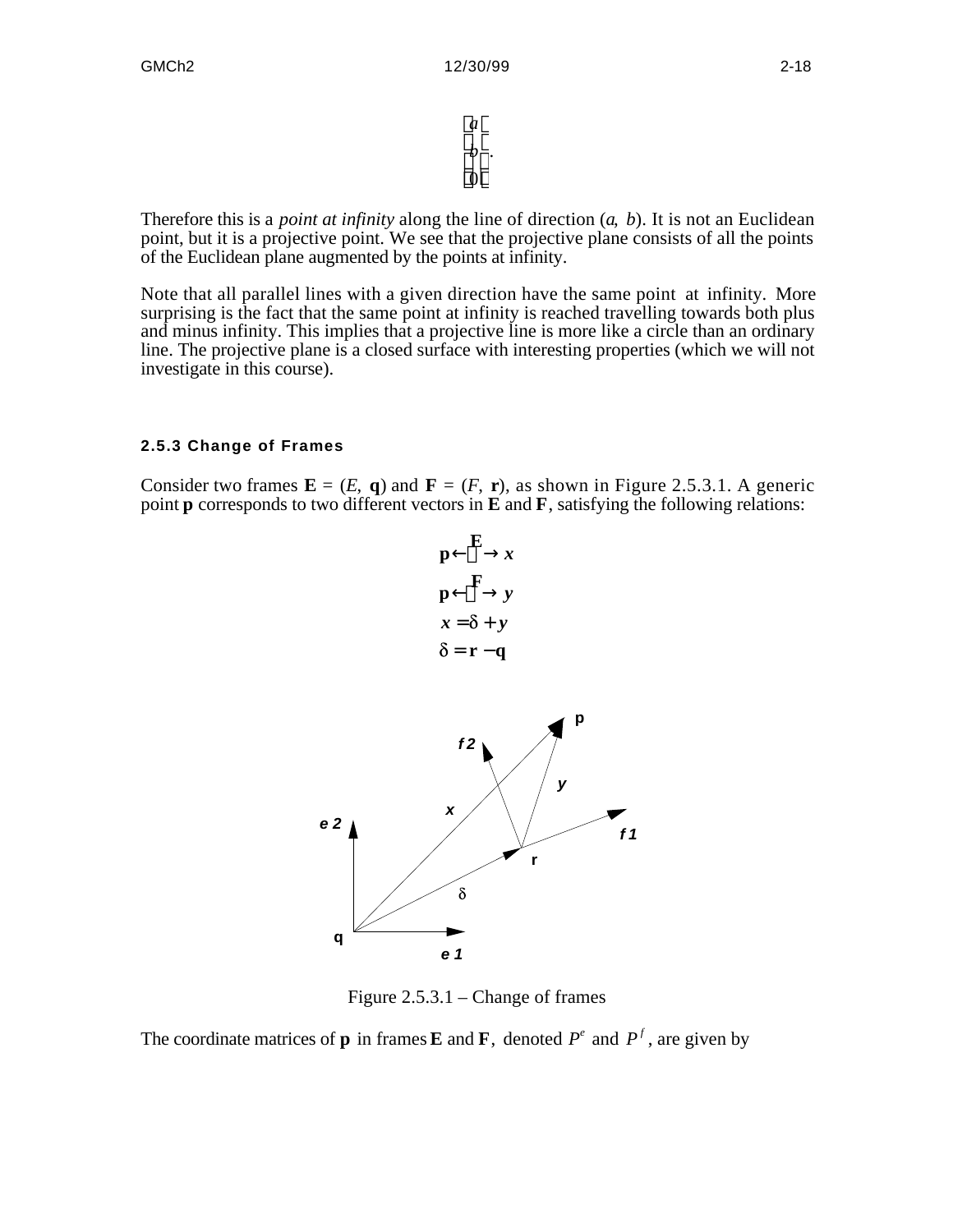$$\begin{bmatrix} a \\ b \\ 0 \end{bmatrix}.$$

Therefore this is a *point at infinity* along the line of direction ($a$, $b$). It is not an Euclidean point, but it is a projective point. We see that the projective plane consists of all the points of the Euclidean plane augmented by the points at infinity.

Note that all parallel lines with a given direction have the same point at infinity. More surprising is the fact that the same point at infinity is reached travelling towards both plus and minus infinity. This implies that a projective line is more like a circle than an ordinary line. The projective plane is a closed surface with interesting properties (which we will not investigate in this course).

### 2.5.3 Change of Frames

Consider two frames $\mathbf{E} = (E, \mathbf{q})$ and $\mathbf{F} = (F, \mathbf{r})$, as shown in Figure 2.5.3.1. A generic point $\mathbf{p}$ corresponds to two different vectors in $\mathbf{E}$ and $\mathbf{F}$, satisfying the following relations:

$$\mathbf{p} \xleftrightarrow{\mathbf{E}} x$$
$$\mathbf{p} \xleftrightarrow{\mathbf{F}} y$$
$$x = \delta + y$$
$$\delta = \mathbf{r} - \mathbf{q}$$

Figure 2.5.3.1 – Change of frames

The coordinate matrices of $\mathbf{p}$ in frames $\mathbf{E}$ and $\mathbf{F}$, denoted $P^e$ and $P^f$, are given by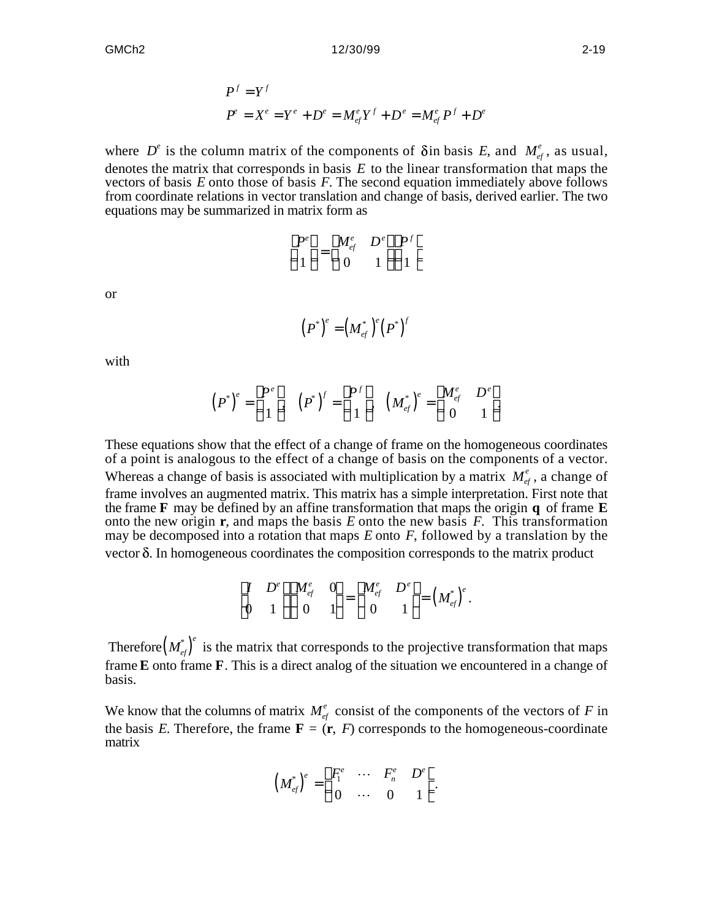$$P^f = Y^f$$

$$P^e = X^e = Y^e + D^e = M_{ef}^e Y^f + D^e = M_{ef}^e P^f + D^e$$

where $D^e$ is the column matrix of the components of $\delta$ in basis $E$, and $M_{ef}^e$, as usual, denotes the matrix that corresponds in basis $E$ to the linear transformation that maps the vectors of basis $E$ onto those of basis $F$. The second equation immediately above follows from coordinate relations in vector translation and change of basis, derived earlier. The two equations may be summarized in matrix form as

$$\begin{bmatrix} P^e \\ 1 \end{bmatrix} = \begin{bmatrix} M_{ef}^e & D^e \\ 0 & 1 \end{bmatrix} \begin{bmatrix} P^f \\ 1 \end{bmatrix}$$

or

$$\left(P^*\right)^e = \left(M_{ef}^*\right)^e \left(P^*\right)^f$$

with

$$\left(P^*\right)^e = \begin{bmatrix} P^e \\ 1 \end{bmatrix}, \quad \left(P^*\right)^f = \begin{bmatrix} P^f \\ 1 \end{bmatrix}, \quad \left(M_{ef}^*\right)^e = \begin{bmatrix} M_{ef}^e & D^e \\ 0 & 1 \end{bmatrix}.$$

These equations show that the effect of a change of frame on the homogeneous coordinates of a point is analogous to the effect of a change of basis on the components of a vector. Whereas a change of basis is associated with multiplication by a matrix $M_{ef}^e$, a change of frame involves an augmented matrix. This matrix has a simple interpretation. First note that the frame **F** may be defined by an affine transformation that maps the origin **q** of frame **E** onto the new origin **r**, and maps the basis $E$ onto the new basis $F$. This transformation may be decomposed into a rotation that maps $E$ onto $F$, followed by a translation by the vector $\delta$. In homogeneous coordinates the composition corresponds to the matrix product

$$\begin{bmatrix} I & D^e \\ 0 & 1 \end{bmatrix} \begin{bmatrix} M_{ef}^e & 0 \\ 0 & 1 \end{bmatrix} = \begin{bmatrix} M_{ef}^e & D^e \\ 0 & 1 \end{bmatrix} = \left(M_{ef}^*\right)^e.$$

Therefore $\left(M_{ef}^*\right)^e$ is the matrix that corresponds to the projective transformation that maps frame **E** onto frame **F**. This is a direct analog of the situation we encountered in a change of basis.

We know that the columns of matrix $M_{ef}^e$ consist of the components of the vectors of $F$ in the basis $E$. Therefore, the frame **F** = (**r**, $F$) corresponds to the homogeneous-coordinate matrix

$$\left(M_{ef}^*\right)^e = \begin{bmatrix} F_1^e & \cdots & F_n^e & D^e \\ 0 & \cdots & 0 & 1 \end{bmatrix}.$$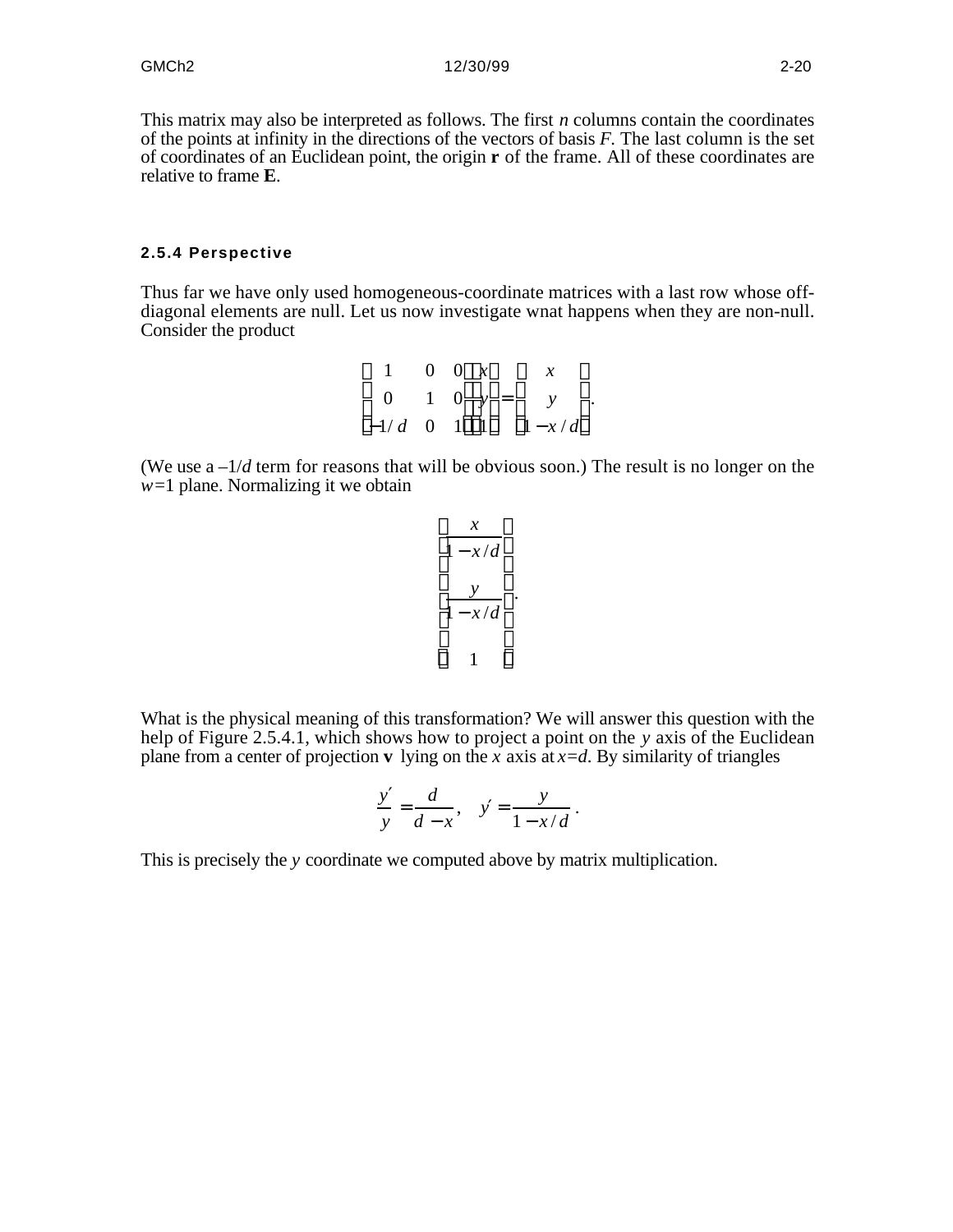This matrix may also be interpreted as follows. The first $n$ columns contain the coordinates of the points at infinity in the directions of the vectors of basis $F$. The last column is the set of coordinates of an Euclidean point, the origin $\mathbf{r}$ of the frame. All of these coordinates are relative to frame $\mathbf{E}$.

#### 2.5.4 Perspective

Thus far we have only used homogeneous-coordinate matrices with a last row whose off-diagonal elements are null. Let us now investigate wnat happens when they are non-null. Consider the product

$$\begin{bmatrix} 1 & 0 & 0 \\ 0 & 1 & 0 \\ -1/d & 0 & 1 \end{bmatrix} \begin{bmatrix} x \\ y \\ 1 \end{bmatrix} = \begin{bmatrix} x \\ y \\ 1 - x/d \end{bmatrix}.$$

(We use a $-1/d$ term for reasons that will be obvious soon.) The result is no longer on the $w$=1 plane. Normalizing it we obtain

$$\begin{bmatrix} \dfrac{x}{1 - x/d} \\ \dfrac{y}{1 - x/d} \\ 1 \end{bmatrix}.$$

What is the physical meaning of this transformation? We will answer this question with the help of Figure 2.5.4.1, which shows how to project a point on the $y$ axis of the Euclidean plane from a center of projection $\mathbf{v}$ lying on the $x$ axis at $x=d$. By similarity of triangles

$$\frac{y'}{y} = \frac{d}{d - x}, \quad y' = \frac{y}{1 - x/d}.$$

This is precisely the $y$ coordinate we computed above by matrix multiplication.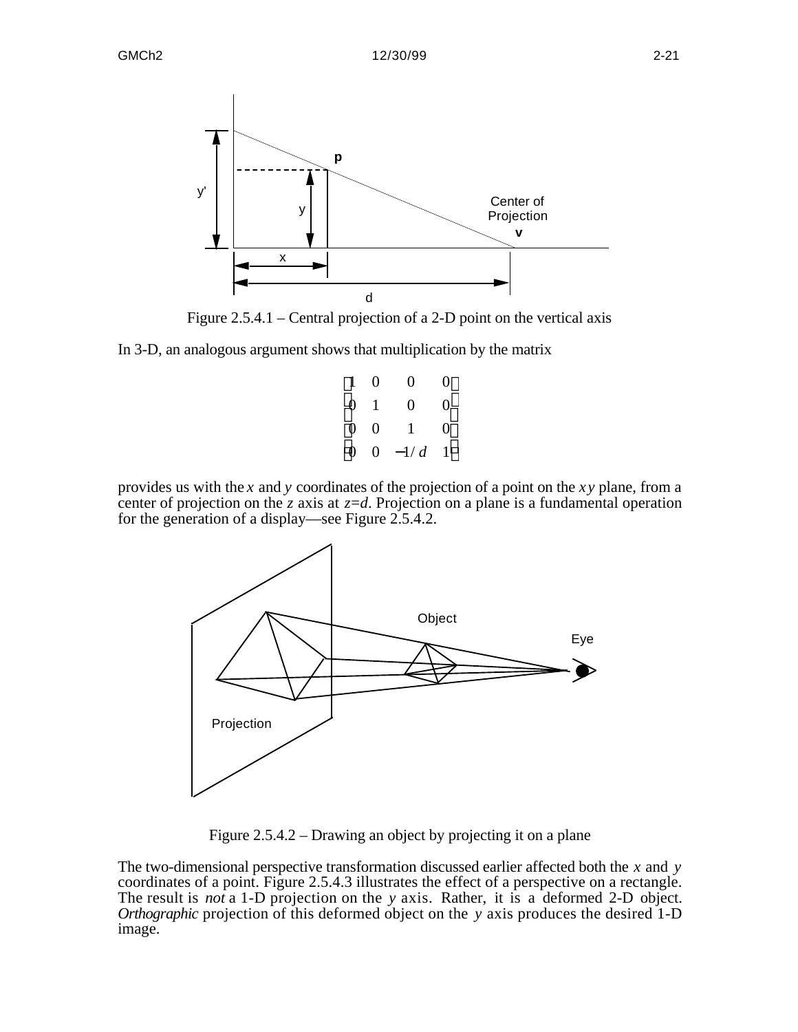Figure 2.5.4.1 – Central projection of a 2-D point on the vertical axis

In 3-D, an analogous argument shows that multiplication by the matrix

$$\begin{bmatrix} 1 & 0 & 0 & 0 \\ 0 & 1 & 0 & 0 \\ 0 & 0 & 1 & 0 \\ 0 & 0 & -1/d & 1 \end{bmatrix}$$

provides us with the $x$ and $y$ coordinates of the projection of a point on the $xy$ plane, from a center of projection on the $z$ axis at $z=d$. Projection on a plane is a fundamental operation for the generation of a display—see Figure 2.5.4.2.

Figure 2.5.4.2 – Drawing an object by projecting it on a plane

The two-dimensional perspective transformation discussed earlier affected both the $x$ and $y$ coordinates of a point. Figure 2.5.4.3 illustrates the effect of a perspective on a rectangle. The result is *not* a 1-D projection on the $y$ axis. Rather, it is a deformed 2-D object. *Orthographic* projection of this deformed object on the $y$ axis produces the desired 1-D image.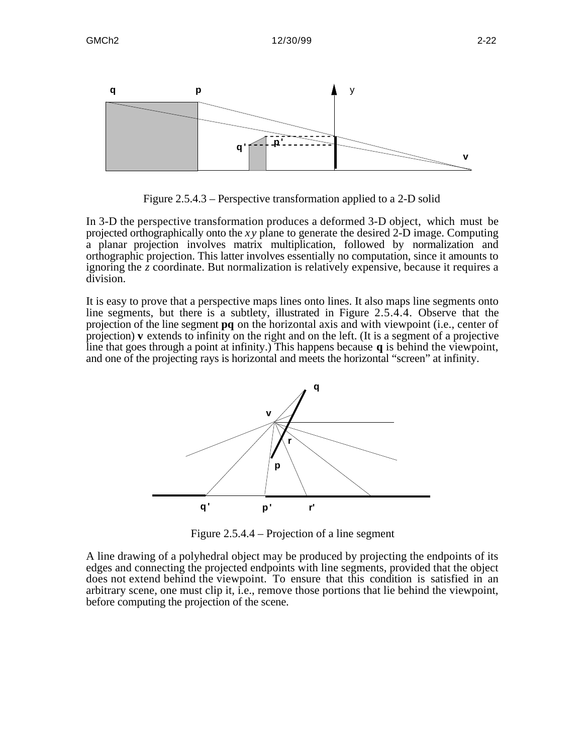Figure 2.5.4.3 – Perspective transformation applied to a 2-D solid

In 3-D the perspective transformation produces a deformed 3-D object, which must be projected orthographically onto the $xy$ plane to generate the desired 2-D image. Computing a planar projection involves matrix multiplication, followed by normalization and orthographic projection. This latter involves essentially no computation, since it amounts to ignoring the $z$ coordinate. But normalization is relatively expensive, because it requires a division.

It is easy to prove that a perspective maps lines onto lines. It also maps line segments onto line segments, but there is a subtlety, illustrated in Figure 2.5.4.4. Observe that the projection of the line segment **pq** on the horizontal axis and with viewpoint (i.e., center of projection) **v** extends to infinity on the right and on the left. (It is a segment of a projective line that goes through a point at infinity.) This happens because **q** is behind the viewpoint, and one of the projecting rays is horizontal and meets the horizontal "screen" at infinity.

Figure 2.5.4.4 – Projection of a line segment

A line drawing of a polyhedral object may be produced by projecting the endpoints of its edges and connecting the projected endpoints with line segments, provided that the object does not extend behind the viewpoint. To ensure that this condition is satisfied in an arbitrary scene, one must clip it, i.e., remove those portions that lie behind the viewpoint, before computing the projection of the scene.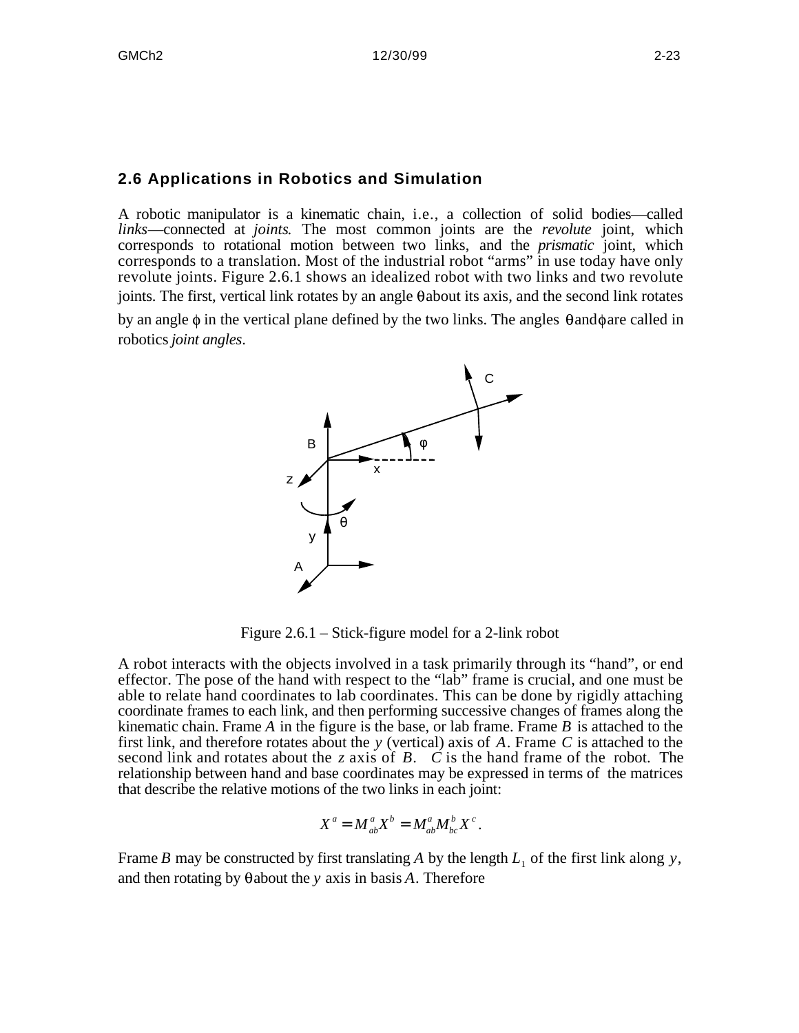## 2.6 Applications in Robotics and Simulation

A robotic manipulator is a kinematic chain, i.e., a collection of solid bodies—called *links*—connected at *joints*. The most common joints are the *revolute* joint, which corresponds to rotational motion between two links, and the *prismatic* joint, which corresponds to a translation. Most of the industrial robot "arms" in use today have only revolute joints. Figure 2.6.1 shows an idealized robot with two links and two revolute joints. The first, vertical link rotates by an angle $\theta$ about its axis, and the second link rotates by an angle $\phi$ in the vertical plane defined by the two links. The angles $\theta$ and $\phi$ are called in robotics *joint angles*.

Figure 2.6.1 – Stick-figure model for a 2-link robot

A robot interacts with the objects involved in a task primarily through its "hand", or end effector. The pose of the hand with respect to the "lab" frame is crucial, and one must be able to relate hand coordinates to lab coordinates. This can be done by rigidly attaching coordinate frames to each link, and then performing successive changes of frames along the kinematic chain. Frame $A$ in the figure is the base, or lab frame. Frame $B$ is attached to the first link, and therefore rotates about the $y$ (vertical) axis of $A$. Frame $C$ is attached to the second link and rotates about the $z$ axis of $B$. $C$ is the hand frame of the robot. The relationship between hand and base coordinates may be expressed in terms of the matrices that describe the relative motions of the two links in each joint:

$$X^a = M^a_{ab} X^b = M^a_{ab} M^b_{bc} X^c .$$

Frame $B$ may be constructed by first translating $A$ by the length $L_1$ of the first link along $y$, and then rotating by $\theta$ about the $y$ axis in basis $A$. Therefore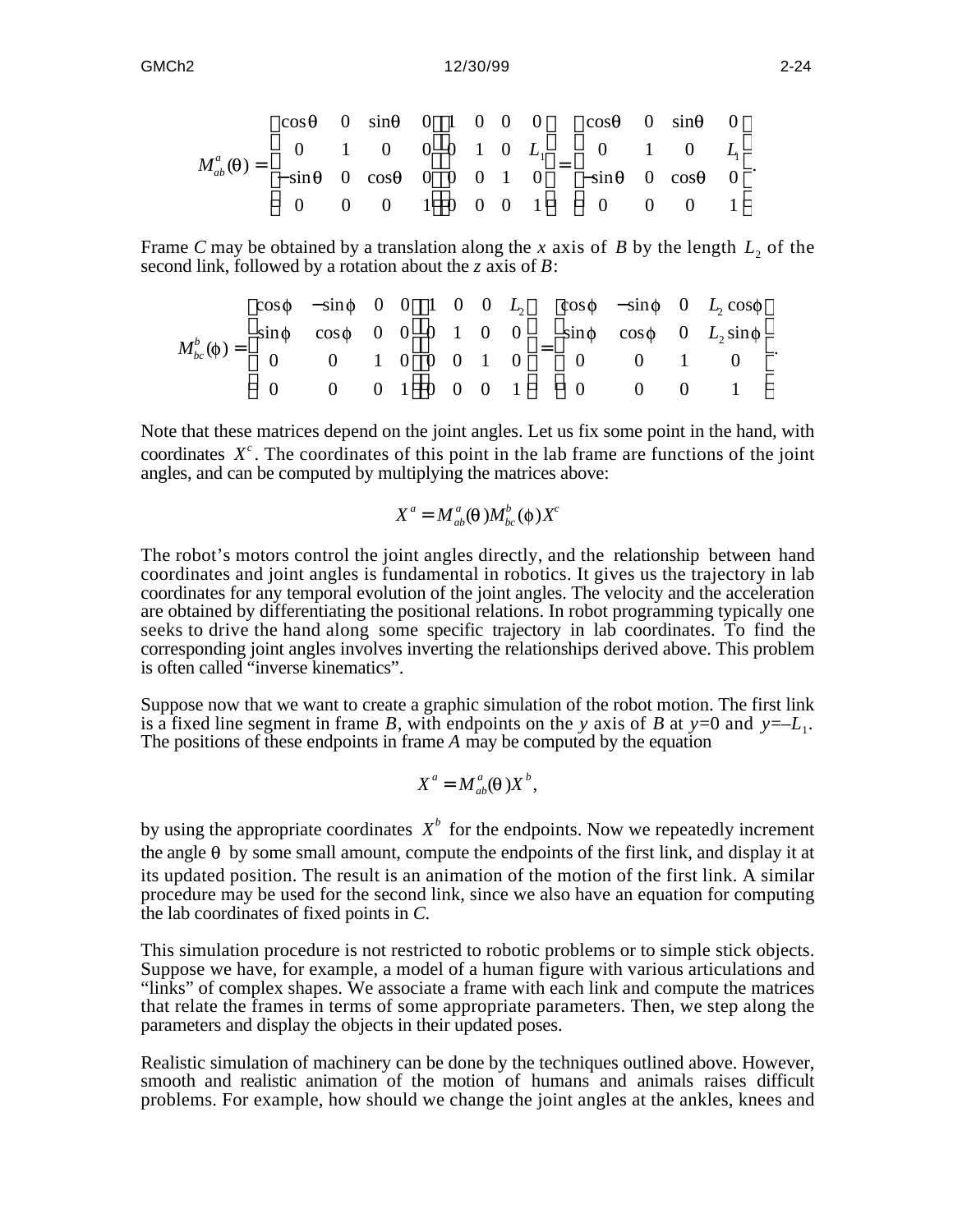$$M^a_{ab}(\theta) = \begin{bmatrix} \cos\theta & 0 & \sin\theta & 0 \\ 0 & 1 & 0 & 0 \\ -\sin\theta & 0 & \cos\theta & 0 \\ 0 & 0 & 0 & 1 \end{bmatrix} \begin{bmatrix} 1 & 0 & 0 & 0 \\ 0 & 1 & 0 & L_1 \\ 0 & 0 & 1 & 0 \\ 0 & 0 & 0 & 1 \end{bmatrix} = \begin{bmatrix} \cos\theta & 0 & \sin\theta & 0 \\ 0 & 1 & 0 & L_1 \\ -\sin\theta & 0 & \cos\theta & 0 \\ 0 & 0 & 0 & 1 \end{bmatrix}.$$

Frame *C* may be obtained by a translation along the *x* axis of *B* by the length $L_2$ of the second link, followed by a rotation about the *z* axis of *B*:

$$M^b_{bc}(\phi) = \begin{bmatrix} \cos\phi & -\sin\phi & 0 & 0 \\ \sin\phi & \cos\phi & 0 & 0 \\ 0 & 0 & 1 & 0 \\ 0 & 0 & 0 & 1 \end{bmatrix} \begin{bmatrix} 1 & 0 & 0 & L_2 \\ 0 & 1 & 0 & 0 \\ 0 & 0 & 1 & 0 \\ 0 & 0 & 0 & 1 \end{bmatrix} = \begin{bmatrix} \cos\phi & -\sin\phi & 0 & L_2\cos\phi \\ \sin\phi & \cos\phi & 0 & L_2\sin\phi \\ 0 & 0 & 1 & 0 \\ 0 & 0 & 0 & 1 \end{bmatrix}.$$

Note that these matrices depend on the joint angles. Let us fix some point in the hand, with coordinates $X^c$. The coordinates of this point in the lab frame are functions of the joint angles, and can be computed by multiplying the matrices above:

$$X^a = M^a_{ab}(\theta)M^b_{bc}(\phi)X^c$$

The robot's motors control the joint angles directly, and the relationship between hand coordinates and joint angles is fundamental in robotics. It gives us the trajectory in lab coordinates for any temporal evolution of the joint angles. The velocity and the acceleration are obtained by differentiating the positional relations. In robot programming typically one seeks to drive the hand along some specific trajectory in lab coordinates. To find the corresponding joint angles involves inverting the relationships derived above. This problem is often called "inverse kinematics".

Suppose now that we want to create a graphic simulation of the robot motion. The first link is a fixed line segment in frame *B*, with endpoints on the *y* axis of *B* at $y=0$ and $y=-L_1$. The positions of these endpoints in frame *A* may be computed by the equation

$$X^a = M^a_{ab}(\theta)X^b,$$

by using the appropriate coordinates $X^b$ for the endpoints. Now we repeatedly increment the angle $\theta$ by some small amount, compute the endpoints of the first link, and display it at its updated position. The result is an animation of the motion of the first link. A similar procedure may be used for the second link, since we also have an equation for computing the lab coordinates of fixed points in *C*.

This simulation procedure is not restricted to robotic problems or to simple stick objects. Suppose we have, for example, a model of a human figure with various articulations and "links" of complex shapes. We associate a frame with each link and compute the matrices that relate the frames in terms of some appropriate parameters. Then, we step along the parameters and display the objects in their updated poses.

Realistic simulation of machinery can be done by the techniques outlined above. However, smooth and realistic animation of the motion of humans and animals raises difficult problems. For example, how should we change the joint angles at the ankles, knees and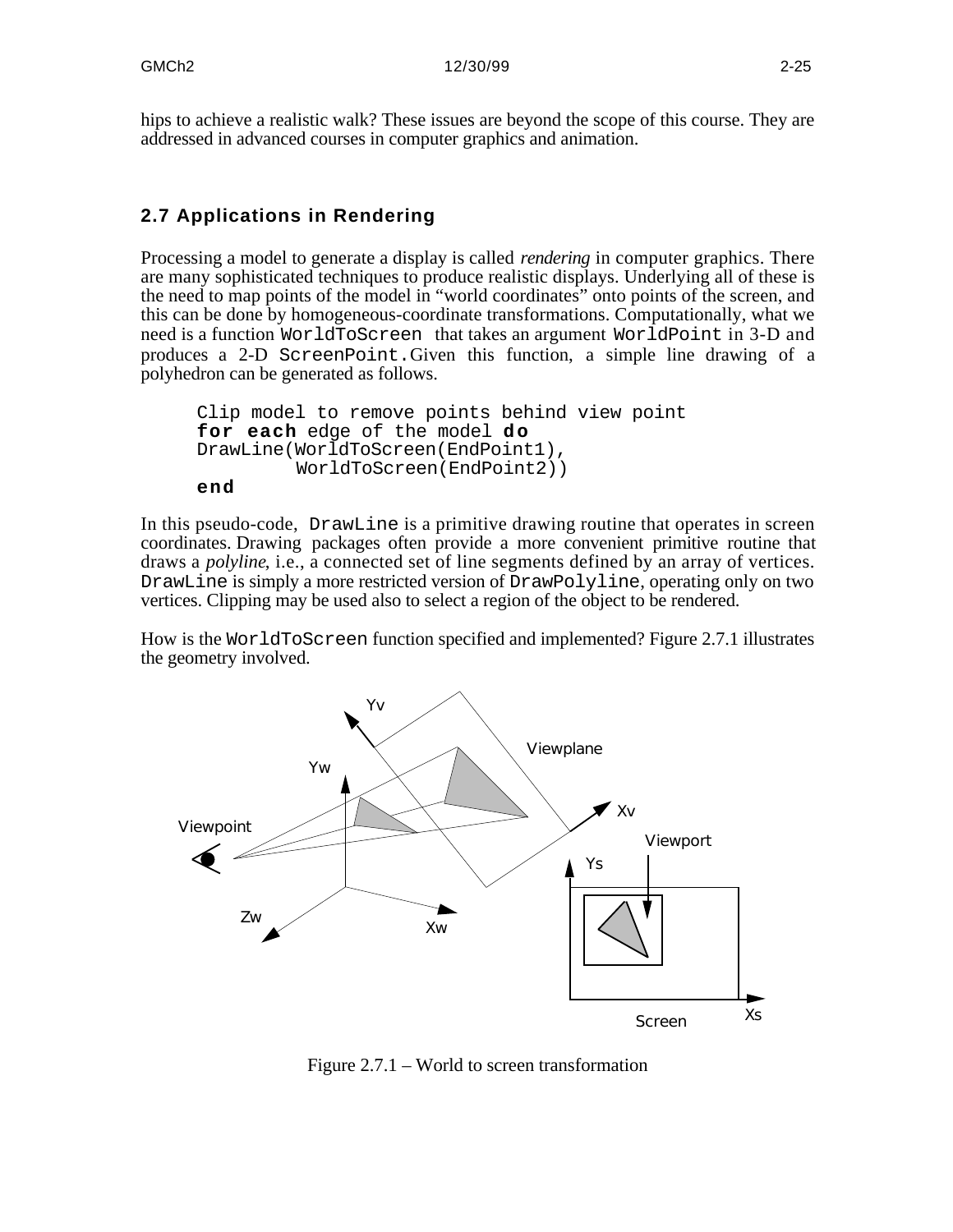hips to achieve a realistic walk? These issues are beyond the scope of this course. They are addressed in advanced courses in computer graphics and animation.

## 2.7 Applications in Rendering

Processing a model to generate a display is called *rendering* in computer graphics. There are many sophisticated techniques to produce realistic displays. Underlying all of these is the need to map points of the model in "world coordinates" onto points of the screen, and this can be done by homogeneous-coordinate transformations. Computationally, what we need is a function `WorldToScreen` that takes an argument `WorldPoint` in 3-D and produces a 2-D `ScreenPoint`. Given this function, a simple line drawing of a polyhedron can be generated as follows.

```
Clip model to remove points behind view point
for each edge of the model do
DrawLine(WorldToScreen(EndPoint1),
         WorldToScreen(EndPoint2))
end
```

In this pseudo-code, `DrawLine` is a primitive drawing routine that operates in screen coordinates. Drawing packages often provide a more convenient primitive routine that draws a *polyline*, i.e., a connected set of line segments defined by an array of vertices. `DrawLine` is simply a more restricted version of `DrawPolyline`, operating only on two vertices. Clipping may be used also to select a region of the object to be rendered.

How is the `WorldToScreen` function specified and implemented? Figure 2.7.1 illustrates the geometry involved.

Figure 2.7.1 – World to screen transformation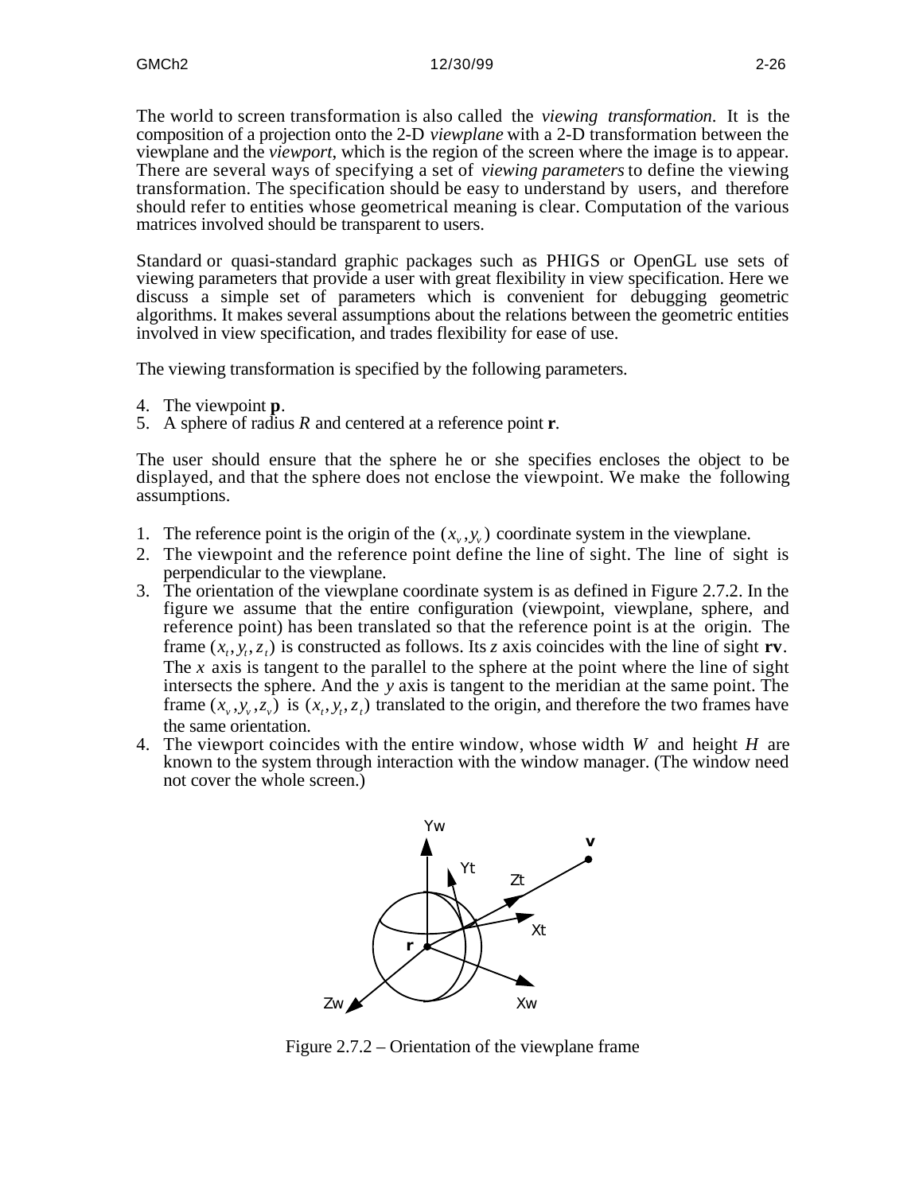The world to screen transformation is also called the *viewing transformation*. It is the composition of a projection onto the 2-D *viewplane* with a 2-D transformation between the viewplane and the *viewport*, which is the region of the screen where the image is to appear. There are several ways of specifying a set of *viewing parameters* to define the viewing transformation. The specification should be easy to understand by users, and therefore should refer to entities whose geometrical meaning is clear. Computation of the various matrices involved should be transparent to users.

Standard or quasi-standard graphic packages such as PHIGS or OpenGL use sets of viewing parameters that provide a user with great flexibility in view specification. Here we discuss a simple set of parameters which is convenient for debugging geometric algorithms. It makes several assumptions about the relations between the geometric entities involved in view specification, and trades flexibility for ease of use.

The viewing transformation is specified by the following parameters.

4. The viewpoint **p**.
5. A sphere of radius $R$ and centered at a reference point **r**.

The user should ensure that the sphere he or she specifies encloses the object to be displayed, and that the sphere does not enclose the viewpoint. We make the following assumptions.

1. The reference point is the origin of the $(x_v, y_v)$ coordinate system in the viewplane.
2. The viewpoint and the reference point define the line of sight. The line of sight is perpendicular to the viewplane.
3. The orientation of the viewplane coordinate system is as defined in Figure 2.7.2. In the figure we assume that the entire configuration (viewpoint, viewplane, sphere, and reference point) has been translated so that the reference point is at the origin. The frame $(x_t, y_t, z_t)$ is constructed as follows. Its $z$ axis coincides with the line of sight **rv**. The $x$ axis is tangent to the parallel to the sphere at the point where the line of sight intersects the sphere. And the $y$ axis is tangent to the meridian at the same point. The frame $(x_v, y_v, z_v)$ is $(x_t, y_t, z_t)$ translated to the origin, and therefore the two frames have the same orientation.
4. The viewport coincides with the entire window, whose width $W$ and height $H$ are known to the system through interaction with the window manager. (The window need not cover the whole screen.)

Figure 2.7.2 – Orientation of the viewplane frame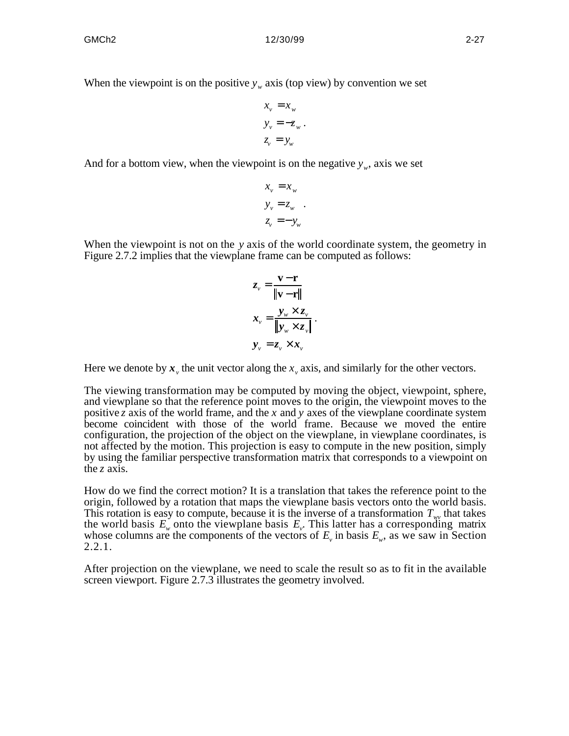When the viewpoint is on the positive $y_w$ axis (top view) by convention we set

$$
\begin{aligned}
x_v &= x_w \\
y_v &= -z_w \\
z_v &= y_w
\end{aligned}
.
$$

And for a bottom view, when the viewpoint is on the negative $y_w$, axis we set

$$
\begin{aligned}
x_v &= x_w \\
y_v &= z_w \\
z_v &= -y_w
\end{aligned}
.
$$

When the viewpoint is not on the $y$ axis of the world coordinate system, the geometry in Figure 2.7.2 implies that the viewplane frame can be computed as follows:

$$
\begin{aligned}
\boldsymbol{z}_v &= \frac{\mathbf{v}-\mathbf{r}}{\|\mathbf{v}-\mathbf{r}\|} \\
\boldsymbol{x}_v &= \frac{\boldsymbol{y}_w \times \boldsymbol{z}_v}{\|\boldsymbol{y}_w \times \boldsymbol{z}_v\|} \\
\boldsymbol{y}_v &= \boldsymbol{z}_v \times \boldsymbol{x}_v
\end{aligned}
.
$$

Here we denote by $\boldsymbol{x}_v$ the unit vector along the $x_v$ axis, and similarly for the other vectors.

The viewing transformation may be computed by moving the object, viewpoint, sphere, and viewplane so that the reference point moves to the origin, the viewpoint moves to the positive $z$ axis of the world frame, and the $x$ and $y$ axes of the viewplane coordinate system become coincident with those of the world frame. Because we moved the entire configuration, the projection of the object on the viewplane, in viewplane coordinates, is not affected by the motion. This projection is easy to compute in the new position, simply by using the familiar perspective transformation matrix that corresponds to a viewpoint on the $z$ axis.

How do we find the correct motion? It is a translation that takes the reference point to the origin, followed by a rotation that maps the viewplane basis vectors onto the world basis. This rotation is easy to compute, because it is the inverse of a transformation $T_{wv}$ that takes the world basis $E_w$ onto the viewplane basis $E_v$. This latter has a corresponding matrix whose columns are the components of the vectors of $E_v$ in basis $E_w$, as we saw in Section 2.2.1.

After projection on the viewplane, we need to scale the result so as to fit in the available screen viewport. Figure 2.7.3 illustrates the geometry involved.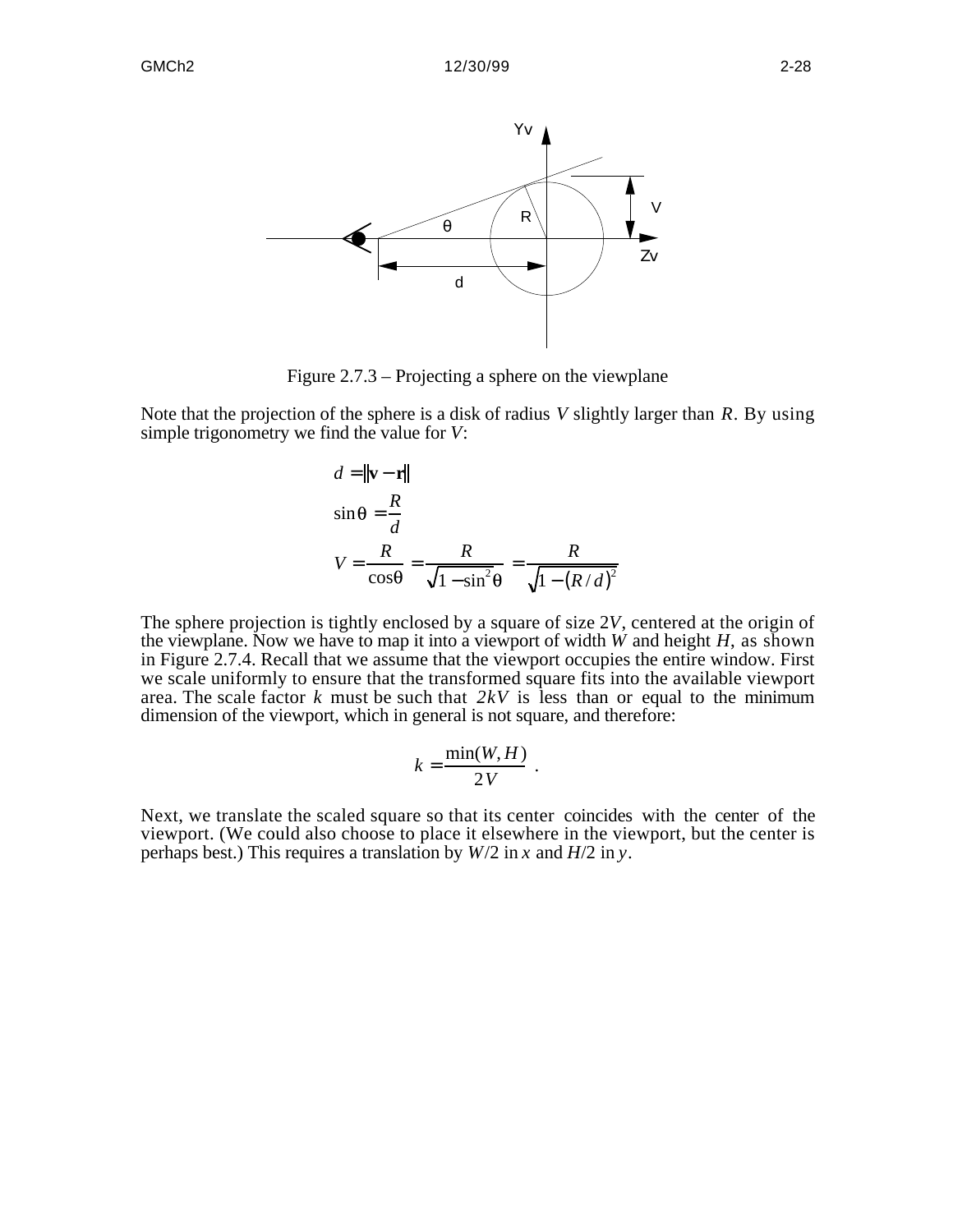Figure 2.7.3 – Projecting a sphere on the viewplane

Note that the projection of the sphere is a disk of radius $V$ slightly larger than $R$. By using simple trigonometry we find the value for $V$:

$$
\begin{aligned}
d &= \|\mathbf{v} - \mathbf{r}\| \\
\sin\theta &= \frac{R}{d} \\
V &= \frac{R}{\cos\theta} = \frac{R}{\sqrt{1-\sin^2\theta}} = \frac{R}{\sqrt{1-(R/d)^2}}
\end{aligned}
$$

The sphere projection is tightly enclosed by a square of size $2V$, centered at the origin of the viewplane. Now we have to map it into a viewport of width $W$ and height $H$, as shown in Figure 2.7.4. Recall that we assume that the viewport occupies the entire window. First we scale uniformly to ensure that the transformed square fits into the available viewport area. The scale factor $k$ must be such that $2kV$ is less than or equal to the minimum dimension of the viewport, which in general is not square, and therefore:

$$
k = \frac{\min(W, H)}{2V} \ .
$$

Next, we translate the scaled square so that its center coincides with the center of the viewport. (We could also choose to place it elsewhere in the viewport, but the center is perhaps best.) This requires a translation by $W/2$ in $x$ and $H/2$ in $y$.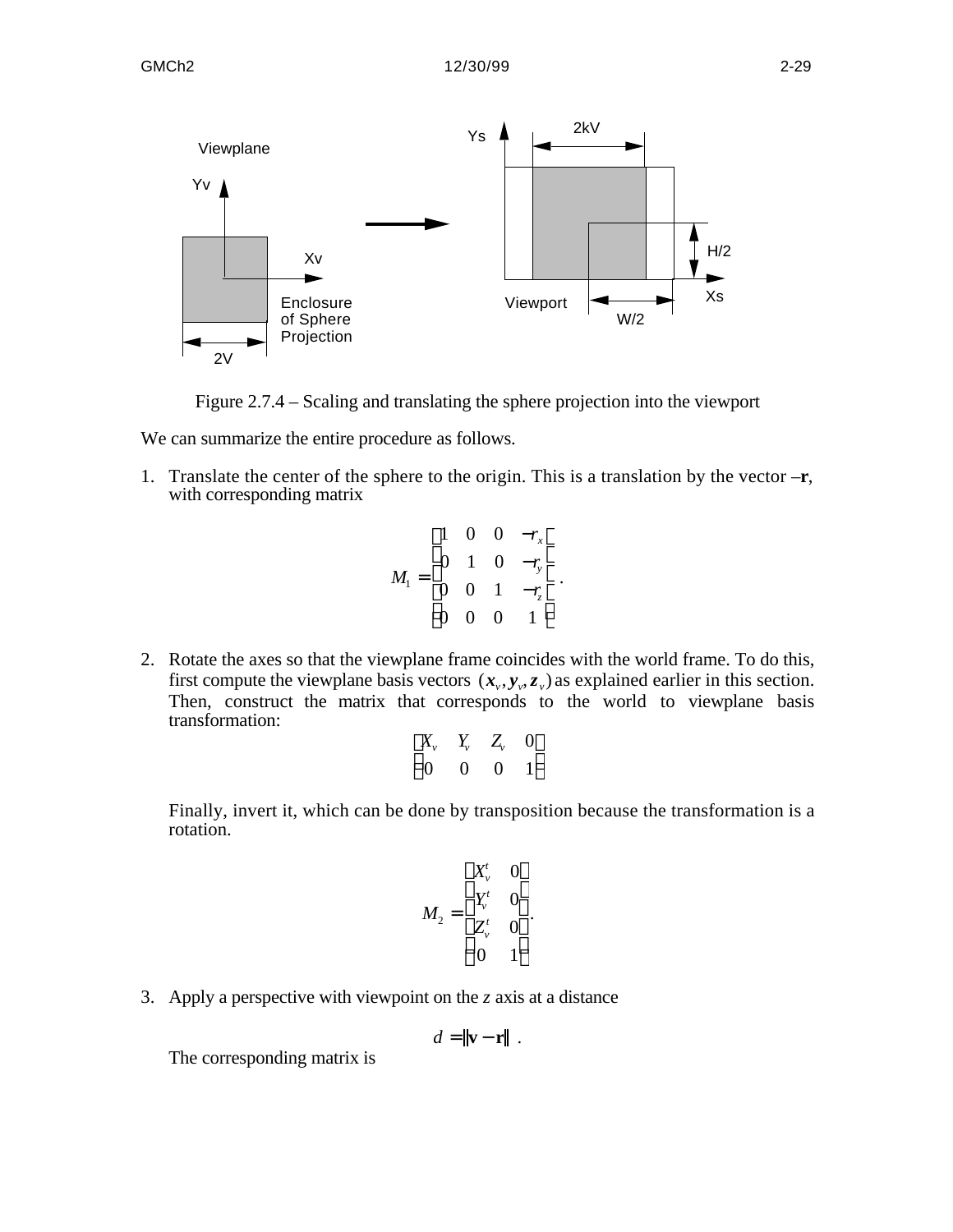Figure 2.7.4 – Scaling and translating the sphere projection into the viewport

We can summarize the entire procedure as follows.

1. Translate the center of the sphere to the origin. This is a translation by the vector –**r**, with corresponding matrix

$$M_1 = \begin{bmatrix} 1 & 0 & 0 & -r_x \\ 0 & 1 & 0 & -r_y \\ 0 & 0 & 1 & -r_z \\ 0 & 0 & 0 & 1 \end{bmatrix}.$$

2. Rotate the axes so that the viewplane frame coincides with the world frame. To do this, first compute the viewplane basis vectors $(\boldsymbol{x}_v, \boldsymbol{y}_v, \boldsymbol{z}_v)$ as explained earlier in this section. Then, construct the matrix that corresponds to the world to viewplane basis transformation:

$$\begin{bmatrix} X_v & Y_v & Z_v & 0 \\ 0 & 0 & 0 & 1 \end{bmatrix}$$

   Finally, invert it, which can be done by transposition because the transformation is a rotation.

$$M_2 = \begin{bmatrix} X_v^t & 0 \\ Y_v^t & 0 \\ Z_v^t & 0 \\ 0 & 1 \end{bmatrix}.$$

3. Apply a perspective with viewpoint on the $z$ axis at a distance

$$d = \|\mathbf{v} - \mathbf{r}\| \ .$$

   The corresponding matrix is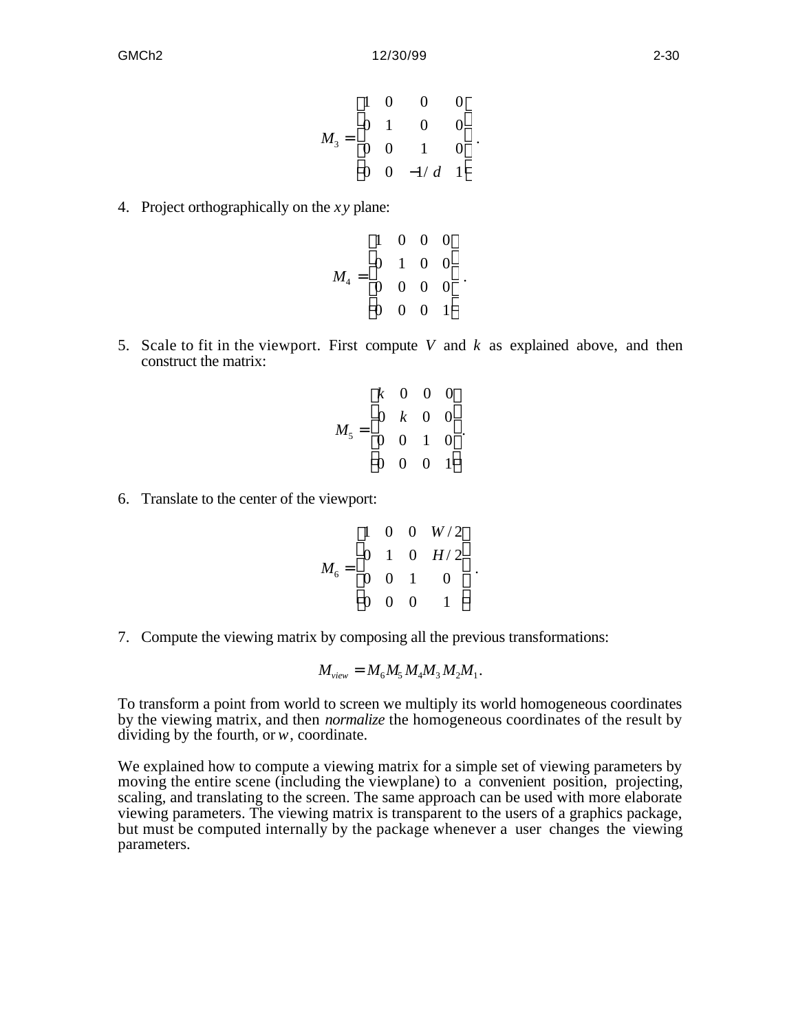$$M_3 = \begin{bmatrix} 1 & 0 & 0 & 0 \\ 0 & 1 & 0 & 0 \\ 0 & 0 & 1 & 0 \\ 0 & 0 & -1/d & 1 \end{bmatrix}.$$

4. Project orthographically on the $xy$ plane:

$$M_4 = \begin{bmatrix} 1 & 0 & 0 & 0 \\ 0 & 1 & 0 & 0 \\ 0 & 0 & 0 & 0 \\ 0 & 0 & 0 & 1 \end{bmatrix}.$$

5. Scale to fit in the viewport. First compute $V$ and $k$ as explained above, and then construct the matrix:

$$M_5 = \begin{bmatrix} k & 0 & 0 & 0 \\ 0 & k & 0 & 0 \\ 0 & 0 & 1 & 0 \\ 0 & 0 & 0 & 1 \end{bmatrix}.$$

6. Translate to the center of the viewport:

$$M_6 = \begin{bmatrix} 1 & 0 & 0 & W/2 \\ 0 & 1 & 0 & H/2 \\ 0 & 0 & 1 & 0 \\ 0 & 0 & 0 & 1 \end{bmatrix}.$$

7. Compute the viewing matrix by composing all the previous transformations:

$$M_{view} = M_6 M_5 M_4 M_3 M_2 M_1.$$

To transform a point from world to screen we multiply its world homogeneous coordinates by the viewing matrix, and then *normalize* the homogeneous coordinates of the result by dividing by the fourth, or $w$, coordinate.

We explained how to compute a viewing matrix for a simple set of viewing parameters by moving the entire scene (including the viewplane) to a convenient position, projecting, scaling, and translating to the screen. The same approach can be used with more elaborate viewing parameters. The viewing matrix is transparent to the users of a graphics package, but must be computed internally by the package whenever a user changes the viewing parameters.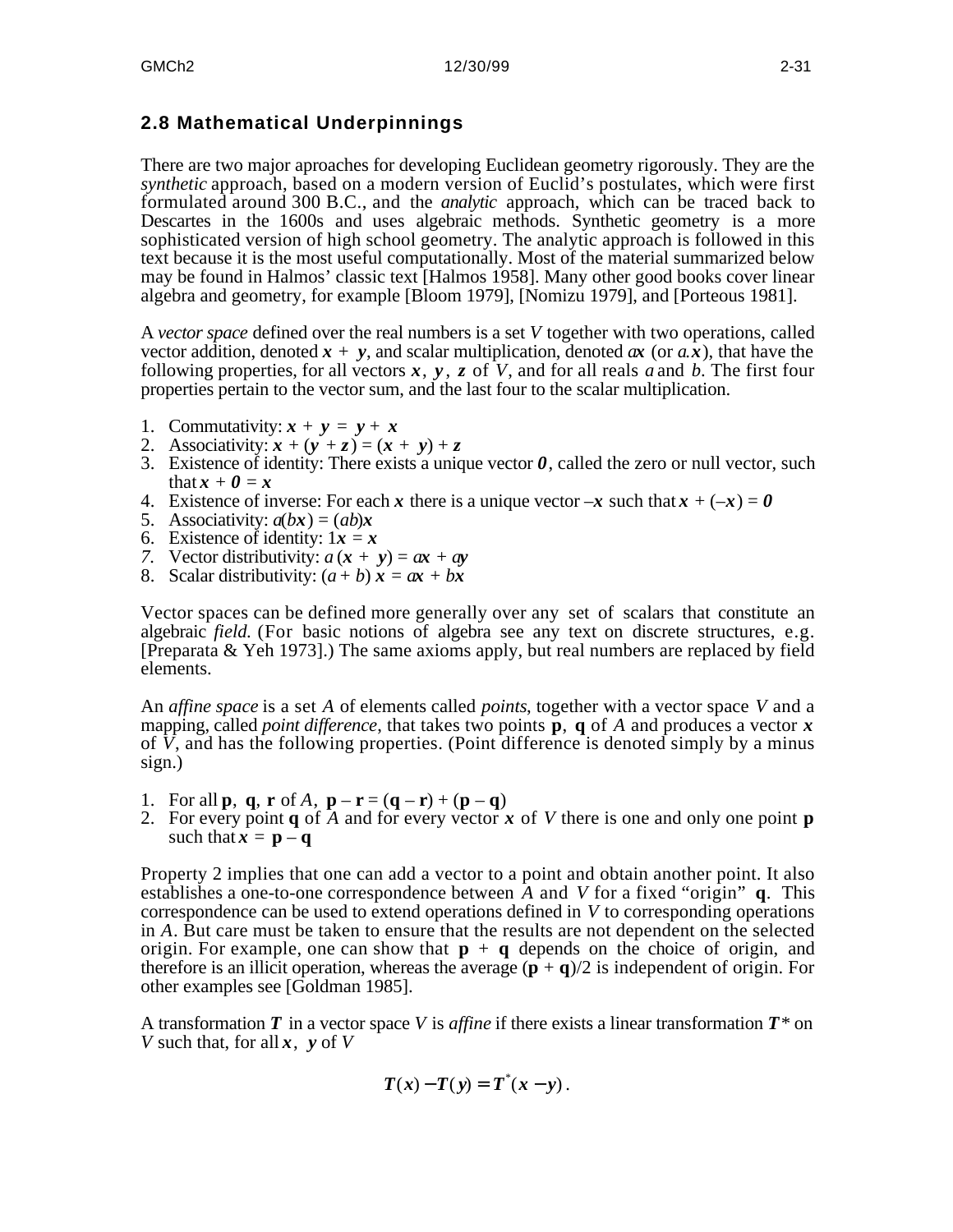## 2.8 Mathematical Underpinnings

There are two major aproaches for developing Euclidean geometry rigorously. They are the *synthetic* approach, based on a modern version of Euclid's postulates, which were first formulated around 300 B.C., and the *analytic* approach, which can be traced back to Descartes in the 1600s and uses algebraic methods. Synthetic geometry is a more sophisticated version of high school geometry. The analytic approach is followed in this text because it is the most useful computationally. Most of the material summarized below may be found in Halmos' classic text [Halmos 1958]. Many other good books cover linear algebra and geometry, for example [Bloom 1979], [Nomizu 1979], and [Porteous 1981].

A *vector space* defined over the real numbers is a set $V$ together with two operations, called vector addition, denoted $\boldsymbol{x} + \boldsymbol{y}$, and scalar multiplication, denoted $a\boldsymbol{x}$ (or $a.\boldsymbol{x}$), that have the following properties, for all vectors $\boldsymbol{x}$, $\boldsymbol{y}$, $\boldsymbol{z}$ of $V$, and for all reals $a$ and $b$. The first four properties pertain to the vector sum, and the last four to the scalar multiplication.

1. Commutativity: $\boldsymbol{x} + \boldsymbol{y} = \boldsymbol{y} + \boldsymbol{x}$
2. Associativity: $\boldsymbol{x} + (\boldsymbol{y} + \boldsymbol{z}) = (\boldsymbol{x} + \boldsymbol{y}) + \boldsymbol{z}$
3. Existence of identity: There exists a unique vector $\boldsymbol{0}$, called the zero or null vector, such that $\boldsymbol{x} + \boldsymbol{0} = \boldsymbol{x}$
4. Existence of inverse: For each $\boldsymbol{x}$ there is a unique vector $-\boldsymbol{x}$ such that $\boldsymbol{x} + (-\boldsymbol{x}) = \boldsymbol{0}$
5. Associativity: $a(b\boldsymbol{x}) = (ab)\boldsymbol{x}$
6. Existence of identity: $1\boldsymbol{x} = \boldsymbol{x}$
7. Vector distributivity: $a(\boldsymbol{x} + \boldsymbol{y}) = a\boldsymbol{x} + a\boldsymbol{y}$
8. Scalar distributivity: $(a + b)\boldsymbol{x} = a\boldsymbol{x} + b\boldsymbol{x}$

Vector spaces can be defined more generally over any set of scalars that constitute an algebraic *field*. (For basic notions of algebra see any text on discrete structures, e.g. [Preparata & Yeh 1973].) The same axioms apply, but real numbers are replaced by field elements.

An *affine space* is a set $A$ of elements called *points*, together with a vector space $V$ and a mapping, called *point difference*, that takes two points $\mathbf{p}$, $\mathbf{q}$ of $A$ and produces a vector $\boldsymbol{x}$ of $V$, and has the following properties. (Point difference is denoted simply by a minus sign.)

1. For all $\mathbf{p}$, $\mathbf{q}$, $\mathbf{r}$ of $A$, $\mathbf{p} - \mathbf{r} = (\mathbf{q} - \mathbf{r}) + (\mathbf{p} - \mathbf{q})$
2. For every point $\mathbf{q}$ of $A$ and for every vector $\boldsymbol{x}$ of $V$ there is one and only one point $\mathbf{p}$ such that $\boldsymbol{x} = \mathbf{p} - \mathbf{q}$

Property 2 implies that one can add a vector to a point and obtain another point. It also establishes a one-to-one correspondence between $A$ and $V$ for a fixed "origin" $\mathbf{q}$. This correspondence can be used to extend operations defined in $V$ to corresponding operations in $A$. But care must be taken to ensure that the results are not dependent on the selected origin. For example, one can show that $\mathbf{p} + \mathbf{q}$ depends on the choice of origin, and therefore is an illicit operation, whereas the average $(\mathbf{p} + \mathbf{q})/2$ is independent of origin. For other examples see [Goldman 1985].

A transformation $\boldsymbol{T}$ in a vector space $V$ is *affine* if there exists a linear transformation $\boldsymbol{T}^*$ on $V$ such that, for all $\boldsymbol{x}$, $\boldsymbol{y}$ of $V$

$$\boldsymbol{T}(\boldsymbol{x}) - \boldsymbol{T}(\boldsymbol{y}) = \boldsymbol{T}^*(\boldsymbol{x} - \boldsymbol{y}).$$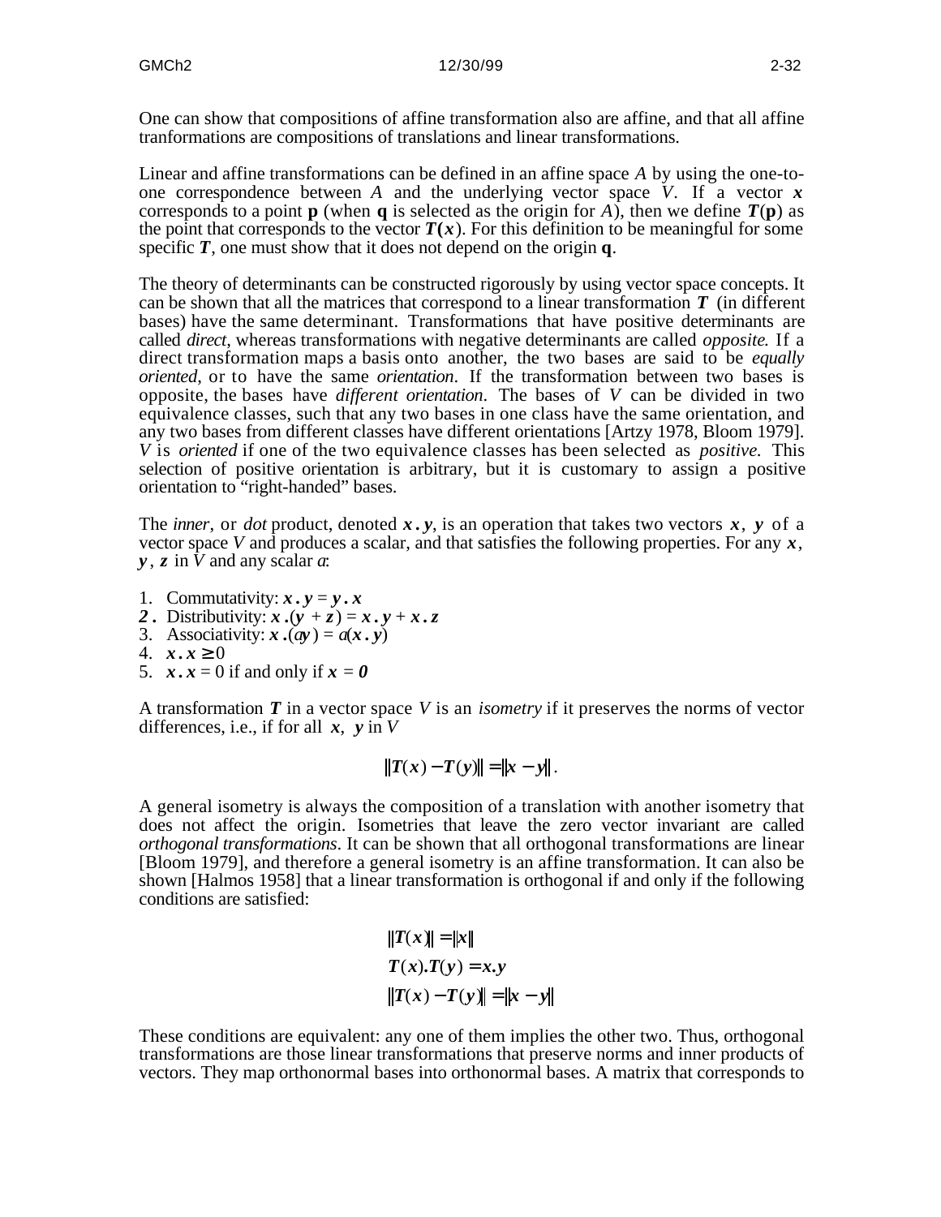One can show that compositions of affine transformation also are affine, and that all affine tranformations are compositions of translations and linear transformations.

Linear and affine transformations can be defined in an affine space $A$ by using the one-to-one correspondence between $A$ and the underlying vector space $V$. If a vector $\boldsymbol{x}$ corresponds to a point $\mathbf{p}$ (when $\mathbf{q}$ is selected as the origin for $A$), then we define $\boldsymbol{T}(\mathbf{p})$ as the point that corresponds to the vector $\boldsymbol{T}(\boldsymbol{x})$. For this definition to be meaningful for some specific $\boldsymbol{T}$, one must show that it does not depend on the origin $\mathbf{q}$.

The theory of determinants can be constructed rigorously by using vector space concepts. It can be shown that all the matrices that correspond to a linear transformation $\boldsymbol{T}$ (in different bases) have the same determinant. Transformations that have positive determinants are called *direct*, whereas transformations with negative determinants are called *opposite*. If a direct transformation maps a basis onto another, the two bases are said to be *equally oriented*, or to have the same *orientation*. If the transformation between two bases is opposite, the bases have *different orientation*. The bases of $V$ can be divided in two equivalence classes, such that any two bases in one class have the same orientation, and any two bases from different classes have different orientations [Artzy 1978, Bloom 1979]. $V$ is *oriented* if one of the two equivalence classes has been selected as *positive*. This selection of positive orientation is arbitrary, but it is customary to assign a positive orientation to "right-handed" bases.

The *inner*, or *dot* product, denoted $\boldsymbol{x}\,.\,\boldsymbol{y}$, is an operation that takes two vectors $\boldsymbol{x}$, $\boldsymbol{y}$ of a vector space $V$ and produces a scalar, and that satisfies the following properties. For any $\boldsymbol{x}$, $\boldsymbol{y}$, $\boldsymbol{z}$ in $V$ and any scalar $a$:

1. Commutativity: $\boldsymbol{x}\,.\,\boldsymbol{y} = \boldsymbol{y}\,.\,\boldsymbol{x}$
2. Distributivity: $\boldsymbol{x}\,.(\boldsymbol{y} + \boldsymbol{z}) = \boldsymbol{x}\,.\,\boldsymbol{y} + \boldsymbol{x}\,.\,\boldsymbol{z}$
3. Associativity: $\boldsymbol{x}\,.(a\boldsymbol{y}) = a(\boldsymbol{x}\,.\,\boldsymbol{y})$
4. $\boldsymbol{x}\,.\,\boldsymbol{x} \geq 0$
5. $\boldsymbol{x}\,.\,\boldsymbol{x} = 0$ if and only if $\boldsymbol{x} = \boldsymbol{0}$

A transformation $\boldsymbol{T}$ in a vector space $V$ is an *isometry* if it preserves the norms of vector differences, i.e., if for all $\boldsymbol{x}$, $\boldsymbol{y}$ in $V$

$$\|\boldsymbol{T}(\boldsymbol{x}) - \boldsymbol{T}(\boldsymbol{y})\| = \|\boldsymbol{x} - \boldsymbol{y}\|.$$

A general isometry is always the composition of a translation with another isometry that does not affect the origin. Isometries that leave the zero vector invariant are called *orthogonal transformations*. It can be shown that all orthogonal transformations are linear [Bloom 1979], and therefore a general isometry is an affine transformation. It can also be shown [Halmos 1958] that a linear transformation is orthogonal if and only if the following conditions are satisfied:

$$\|\boldsymbol{T}(\boldsymbol{x})\| = \|\boldsymbol{x}\|$$
$$\boldsymbol{T}(\boldsymbol{x}).\boldsymbol{T}(\boldsymbol{y}) = \boldsymbol{x}.\boldsymbol{y}$$
$$\|\boldsymbol{T}(\boldsymbol{x}) - \boldsymbol{T}(\boldsymbol{y})\| = \|\boldsymbol{x} - \boldsymbol{y}\|$$

These conditions are equivalent: any one of them implies the other two. Thus, orthogonal transformations are those linear transformations that preserve norms and inner products of vectors. They map orthonormal bases into orthonormal bases. A matrix that corresponds to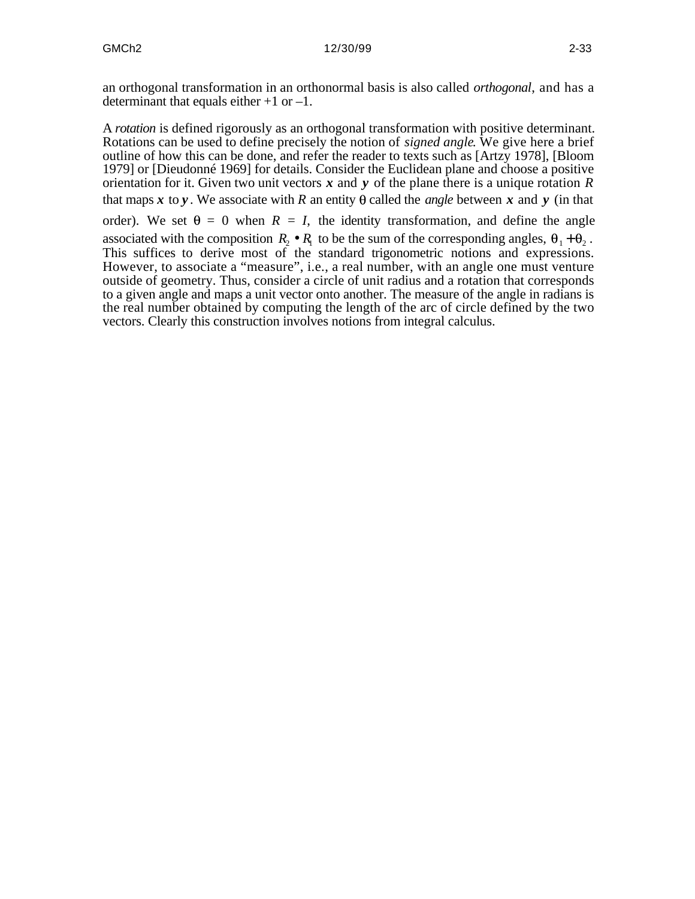an orthogonal transformation in an orthonormal basis is also called *orthogonal*, and has a determinant that equals either +1 or –1.

A *rotation* is defined rigorously as an orthogonal transformation with positive determinant. Rotations can be used to define precisely the notion of *signed angle*. We give here a brief outline of how this can be done, and refer the reader to texts such as [Artzy 1978], [Bloom 1979] or [Dieudonné 1969] for details. Consider the Euclidean plane and choose a positive orientation for it. Given two unit vectors $\boldsymbol{x}$ and $\boldsymbol{y}$ of the plane there is a unique rotation $R$ that maps $\boldsymbol{x}$ to $\boldsymbol{y}$. We associate with $R$ an entity $\theta$ called the *angle* between $\boldsymbol{x}$ and $\boldsymbol{y}$ (in that order). We set $\theta = 0$ when $R = I$, the identity transformation, and define the angle associated with the composition $R_2 \bullet R_1$ to be the sum of the corresponding angles, $\theta_1 + \theta_2$. This suffices to derive most of the standard trigonometric notions and expressions. However, to associate a "measure", i.e., a real number, with an angle one must venture outside of geometry. Thus, consider a circle of unit radius and a rotation that corresponds to a given angle and maps a unit vector onto another. The measure of the angle in radians is the real number obtained by computing the length of the arc of circle defined by the two vectors. Clearly this construction involves notions from integral calculus.